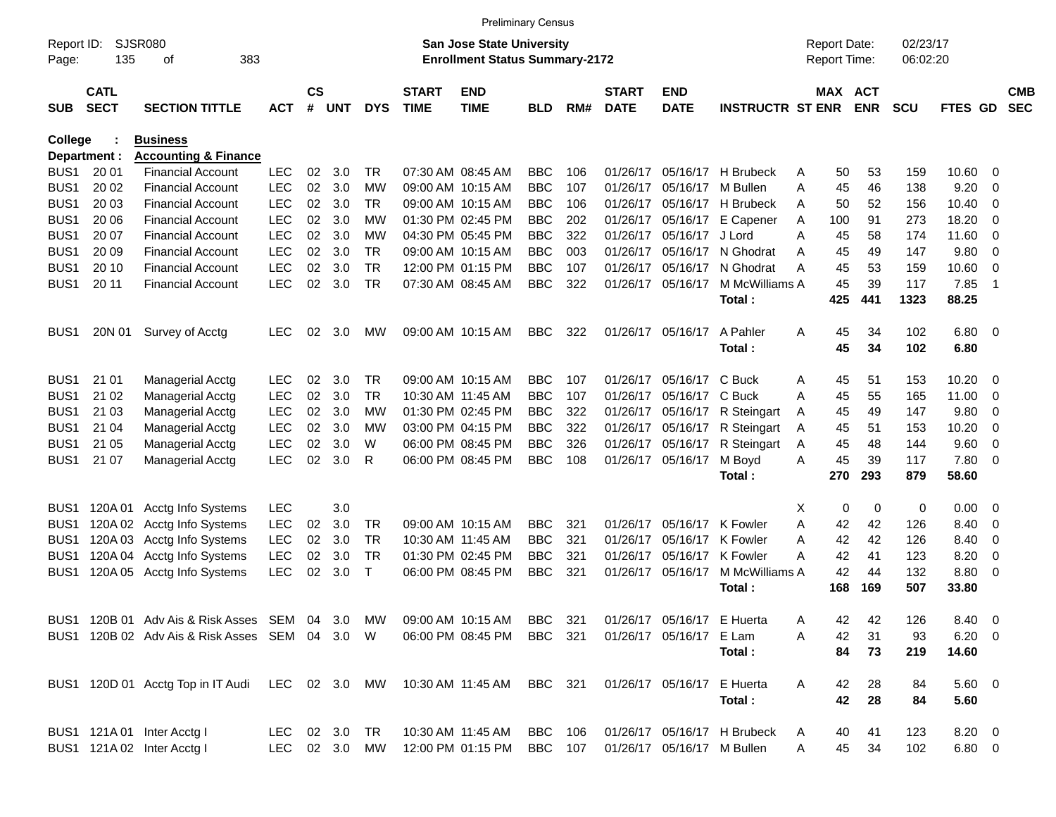Preliminary Census

Report ID: SJSR080
Page: 135 of 383

**San Jose State University**
**Enrollment Status Summary-2172**

Report Date: 02/23/17
Report Time: 06:02:20

College : **Business**
Department : **Accounting & Finance**

| SUB | CATL SECT | SECTION TITTLE | ACT | CS # | UNT | DYS | START TIME | END TIME | BLD | RM# | START DATE | END DATE | INSTRUCTR | ST | MAX ENR | ACT ENR | SCU | FTES | GD | CMB SEC |
|---|---|---|---|---|---|---|---|---|---|---|---|---|---|---|---|---|---|---|---|---|
| BUS1 | 20 01 | Financial Account | LEC | 02 | 3.0 | TR | 07:30 AM | 08:45 AM | BBC | 106 | 01/26/17 | 05/16/17 | H Brubeck | A | 50 | 53 | 159 | 10.60 | 0 | |
| BUS1 | 20 02 | Financial Account | LEC | 02 | 3.0 | MW | 09:00 AM | 10:15 AM | BBC | 107 | 01/26/17 | 05/16/17 | M Bullen | A | 45 | 46 | 138 | 9.20 | 0 | |
| BUS1 | 20 03 | Financial Account | LEC | 02 | 3.0 | TR | 09:00 AM | 10:15 AM | BBC | 106 | 01/26/17 | 05/16/17 | H Brubeck | A | 50 | 52 | 156 | 10.40 | 0 | |
| BUS1 | 20 06 | Financial Account | LEC | 02 | 3.0 | MW | 01:30 PM | 02:45 PM | BBC | 202 | 01/26/17 | 05/16/17 | E Capener | A | 100 | 91 | 273 | 18.20 | 0 | |
| BUS1 | 20 07 | Financial Account | LEC | 02 | 3.0 | MW | 04:30 PM | 05:45 PM | BBC | 322 | 01/26/17 | 05/16/17 | J Lord | A | 45 | 58 | 174 | 11.60 | 0 | |
| BUS1 | 20 09 | Financial Account | LEC | 02 | 3.0 | TR | 09:00 AM | 10:15 AM | BBC | 003 | 01/26/17 | 05/16/17 | N Ghodrat | A | 45 | 49 | 147 | 9.80 | 0 | |
| BUS1 | 20 10 | Financial Account | LEC | 02 | 3.0 | TR | 12:00 PM | 01:15 PM | BBC | 107 | 01/26/17 | 05/16/17 | N Ghodrat | A | 45 | 53 | 159 | 10.60 | 0 | |
| BUS1 | 20 11 | Financial Account | LEC | 02 | 3.0 | TR | 07:30 AM | 08:45 AM | BBC | 322 | 01/26/17 | 05/16/17 | M McWilliams | A | 45 | 39 | 117 | 7.85 | 1 | |
| | | | | | | | | | | | | | **Total :** | | **425** | **441** | **1323** | **88.25** | | |
| BUS1 | 20N 01 | Survey of Acctg | LEC | 02 | 3.0 | MW | 09:00 AM | 10:15 AM | BBC | 322 | 01/26/17 | 05/16/17 | A Pahler | A | 45 | 34 | 102 | 6.80 | 0 | |
| | | | | | | | | | | | | | **Total :** | | **45** | **34** | **102** | **6.80** | | |
| BUS1 | 21 01 | Managerial Acctg | LEC | 02 | 3.0 | TR | 09:00 AM | 10:15 AM | BBC | 107 | 01/26/17 | 05/16/17 | C Buck | A | 45 | 51 | 153 | 10.20 | 0 | |
| BUS1 | 21 02 | Managerial Acctg | LEC | 02 | 3.0 | TR | 10:30 AM | 11:45 AM | BBC | 107 | 01/26/17 | 05/16/17 | C Buck | A | 45 | 55 | 165 | 11.00 | 0 | |
| BUS1 | 21 03 | Managerial Acctg | LEC | 02 | 3.0 | MW | 01:30 PM | 02:45 PM | BBC | 322 | 01/26/17 | 05/16/17 | R Steingart | A | 45 | 49 | 147 | 9.80 | 0 | |
| BUS1 | 21 04 | Managerial Acctg | LEC | 02 | 3.0 | MW | 03:00 PM | 04:15 PM | BBC | 322 | 01/26/17 | 05/16/17 | R Steingart | A | 45 | 51 | 153 | 10.20 | 0 | |
| BUS1 | 21 05 | Managerial Acctg | LEC | 02 | 3.0 | W | 06:00 PM | 08:45 PM | BBC | 326 | 01/26/17 | 05/16/17 | R Steingart | A | 45 | 48 | 144 | 9.60 | 0 | |
| BUS1 | 21 07 | Managerial Acctg | LEC | 02 | 3.0 | R | 06:00 PM | 08:45 PM | BBC | 108 | 01/26/17 | 05/16/17 | M Boyd | A | 45 | 39 | 117 | 7.80 | 0 | |
| | | | | | | | | | | | | | **Total :** | | **270** | **293** | **879** | **58.60** | | |
| BUS1 | 120A 01 | Acctg Info Systems | LEC | | 3.0 | | | | | | | | | X | 0 | 0 | 0 | 0.00 | 0 | |
| BUS1 | 120A 02 | Acctg Info Systems | LEC | 02 | 3.0 | TR | 09:00 AM | 10:15 AM | BBC | 321 | 01/26/17 | 05/16/17 | K Fowler | A | 42 | 42 | 126 | 8.40 | 0 | |
| BUS1 | 120A 03 | Acctg Info Systems | LEC | 02 | 3.0 | TR | 10:30 AM | 11:45 AM | BBC | 321 | 01/26/17 | 05/16/17 | K Fowler | A | 42 | 42 | 126 | 8.40 | 0 | |
| BUS1 | 120A 04 | Acctg Info Systems | LEC | 02 | 3.0 | TR | 01:30 PM | 02:45 PM | BBC | 321 | 01/26/17 | 05/16/17 | K Fowler | A | 42 | 41 | 123 | 8.20 | 0 | |
| BUS1 | 120A 05 | Acctg Info Systems | LEC | 02 | 3.0 | T | 06:00 PM | 08:45 PM | BBC | 321 | 01/26/17 | 05/16/17 | M McWilliams | A | 42 | 44 | 132 | 8.80 | 0 | |
| | | | | | | | | | | | | | **Total :** | | **168** | **169** | **507** | **33.80** | | |
| BUS1 | 120B 01 | Adv Ais & Risk Asses | SEM | 04 | 3.0 | MW | 09:00 AM | 10:15 AM | BBC | 321 | 01/26/17 | 05/16/17 | E Huerta | A | 42 | 42 | 126 | 8.40 | 0 | |
| BUS1 | 120B 02 | Adv Ais & Risk Asses | SEM | 04 | 3.0 | W | 06:00 PM | 08:45 PM | BBC | 321 | 01/26/17 | 05/16/17 | E Lam | A | 42 | 31 | 93 | 6.20 | 0 | |
| | | | | | | | | | | | | | **Total :** | | **84** | **73** | **219** | **14.60** | | |
| BUS1 | 120D 01 | Acctg Top in IT Audi | LEC | 02 | 3.0 | MW | 10:30 AM | 11:45 AM | BBC | 321 | 01/26/17 | 05/16/17 | E Huerta | A | 42 | 28 | 84 | 5.60 | 0 | |
| | | | | | | | | | | | | | **Total :** | | **42** | **28** | **84** | **5.60** | | |
| BUS1 | 121A 01 | Inter Acctg I | LEC | 02 | 3.0 | TR | 10:30 AM | 11:45 AM | BBC | 106 | 01/26/17 | 05/16/17 | H Brubeck | A | 40 | 41 | 123 | 8.20 | 0 | |
| BUS1 | 121A 02 | Inter Acctg I | LEC | 02 | 3.0 | MW | 12:00 PM | 01:15 PM | BBC | 107 | 01/26/17 | 05/16/17 | M Bullen | A | 45 | 34 | 102 | 6.80 | 0 | |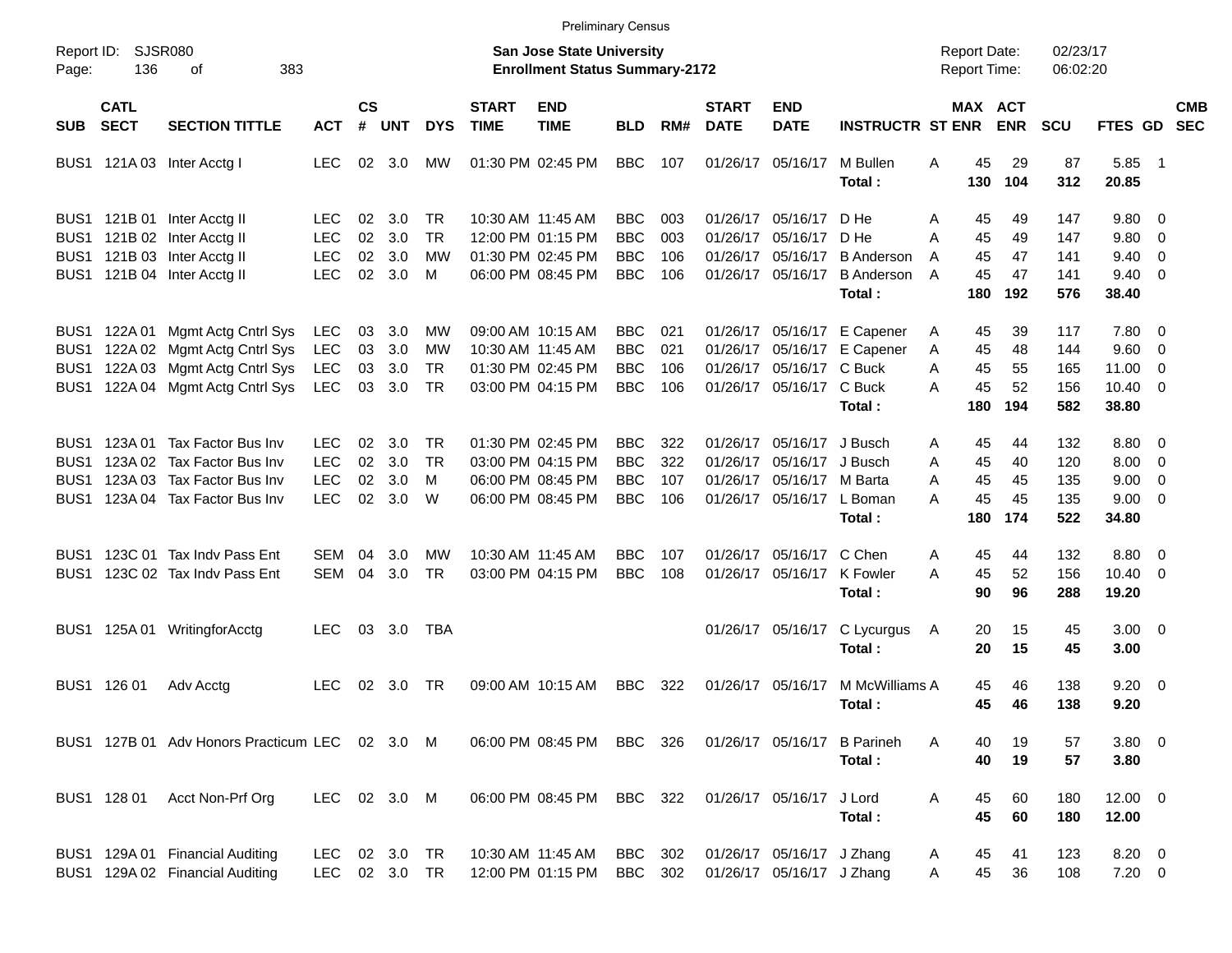Preliminary Census

Report ID: SJSR080
Page: 136 of 383

**San Jose State University**
**Enrollment Status Summary-2172**

Report Date: 02/23/17
Report Time: 06:02:20

| SUB | CATL SECT | SECTION TITTLE | ACT | CS # | UNT | DYS | START TIME | END TIME | BLD | RM# | START DATE | END DATE | INSTRUCTR | ST | MAX ENR | ACT ENR | SCU | FTES | GD | CMB SEC |
|---|---|---|---|---|---|---|---|---|---|---|---|---|---|---|---|---|---|---|---|---|
| BUS1 | 121A 03 | Inter Acctg I | LEC | 02 | 3.0 | MW | 01:30 PM | 02:45 PM | BBC | 107 | 01/26/17 | 05/16/17 | M Bullen | A | 45 | 29 | 87 | 5.85 | 1 | |
| | | | | | | | | | | | | | **Total :** | | **130** | **104** | **312** | **20.85** | | |
| BUS1 | 121B 01 | Inter Acctg II | LEC | 02 | 3.0 | TR | 10:30 AM | 11:45 AM | BBC | 003 | 01/26/17 | 05/16/17 | D He | A | 45 | 49 | 147 | 9.80 | 0 | |
| BUS1 | 121B 02 | Inter Acctg II | LEC | 02 | 3.0 | TR | 12:00 PM | 01:15 PM | BBC | 003 | 01/26/17 | 05/16/17 | D He | A | 45 | 49 | 147 | 9.80 | 0 | |
| BUS1 | 121B 03 | Inter Acctg II | LEC | 02 | 3.0 | MW | 01:30 PM | 02:45 PM | BBC | 106 | 01/26/17 | 05/16/17 | B Anderson | A | 45 | 47 | 141 | 9.40 | 0 | |
| BUS1 | 121B 04 | Inter Acctg II | LEC | 02 | 3.0 | M | 06:00 PM | 08:45 PM | BBC | 106 | 01/26/17 | 05/16/17 | B Anderson | A | 45 | 47 | 141 | 9.40 | 0 | |
| | | | | | | | | | | | | | **Total :** | | **180** | **192** | **576** | **38.40** | | |
| BUS1 | 122A 01 | Mgmt Actg Cntrl Sys | LEC | 03 | 3.0 | MW | 09:00 AM | 10:15 AM | BBC | 021 | 01/26/17 | 05/16/17 | E Capener | A | 45 | 39 | 117 | 7.80 | 0 | |
| BUS1 | 122A 02 | Mgmt Actg Cntrl Sys | LEC | 03 | 3.0 | MW | 10:30 AM | 11:45 AM | BBC | 021 | 01/26/17 | 05/16/17 | E Capener | A | 45 | 48 | 144 | 9.60 | 0 | |
| BUS1 | 122A 03 | Mgmt Actg Cntrl Sys | LEC | 03 | 3.0 | TR | 01:30 PM | 02:45 PM | BBC | 106 | 01/26/17 | 05/16/17 | C Buck | A | 45 | 55 | 165 | 11.00 | 0 | |
| BUS1 | 122A 04 | Mgmt Actg Cntrl Sys | LEC | 03 | 3.0 | TR | 03:00 PM | 04:15 PM | BBC | 106 | 01/26/17 | 05/16/17 | C Buck | A | 45 | 52 | 156 | 10.40 | 0 | |
| | | | | | | | | | | | | | **Total :** | | **180** | **194** | **582** | **38.80** | | |
| BUS1 | 123A 01 | Tax Factor Bus Inv | LEC | 02 | 3.0 | TR | 01:30 PM | 02:45 PM | BBC | 322 | 01/26/17 | 05/16/17 | J Busch | A | 45 | 44 | 132 | 8.80 | 0 | |
| BUS1 | 123A 02 | Tax Factor Bus Inv | LEC | 02 | 3.0 | TR | 03:00 PM | 04:15 PM | BBC | 322 | 01/26/17 | 05/16/17 | J Busch | A | 45 | 40 | 120 | 8.00 | 0 | |
| BUS1 | 123A 03 | Tax Factor Bus Inv | LEC | 02 | 3.0 | M | 06:00 PM | 08:45 PM | BBC | 107 | 01/26/17 | 05/16/17 | M Barta | A | 45 | 45 | 135 | 9.00 | 0 | |
| BUS1 | 123A 04 | Tax Factor Bus Inv | LEC | 02 | 3.0 | W | 06:00 PM | 08:45 PM | BBC | 106 | 01/26/17 | 05/16/17 | L Boman | A | 45 | 45 | 135 | 9.00 | 0 | |
| | | | | | | | | | | | | | **Total :** | | **180** | **174** | **522** | **34.80** | | |
| BUS1 | 123C 01 | Tax Indv Pass Ent | SEM | 04 | 3.0 | MW | 10:30 AM | 11:45 AM | BBC | 107 | 01/26/17 | 05/16/17 | C Chen | A | 45 | 44 | 132 | 8.80 | 0 | |
| BUS1 | 123C 02 | Tax Indv Pass Ent | SEM | 04 | 3.0 | TR | 03:00 PM | 04:15 PM | BBC | 108 | 01/26/17 | 05/16/17 | K Fowler | A | 45 | 52 | 156 | 10.40 | 0 | |
| | | | | | | | | | | | | | **Total :** | | **90** | **96** | **288** | **19.20** | | |
| BUS1 | 125A 01 | WritingforAcctg | LEC | 03 | 3.0 | TBA | | | | | 01/26/17 | 05/16/17 | C Lycurgus | A | 20 | 15 | 45 | 3.00 | 0 | |
| | | | | | | | | | | | | | **Total :** | | **20** | **15** | **45** | **3.00** | | |
| BUS1 | 126 01 | Adv Acctg | LEC | 02 | 3.0 | TR | 09:00 AM | 10:15 AM | BBC | 322 | 01/26/17 | 05/16/17 | M McWilliams | A | 45 | 46 | 138 | 9.20 | 0 | |
| | | | | | | | | | | | | | **Total :** | | **45** | **46** | **138** | **9.20** | | |
| BUS1 | 127B 01 | Adv Honors Practicum | LEC | 02 | 3.0 | M | 06:00 PM | 08:45 PM | BBC | 326 | 01/26/17 | 05/16/17 | B Parineh | A | 40 | 19 | 57 | 3.80 | 0 | |
| | | | | | | | | | | | | | **Total :** | | **40** | **19** | **57** | **3.80** | | |
| BUS1 | 128 01 | Acct Non-Prf Org | LEC | 02 | 3.0 | M | 06:00 PM | 08:45 PM | BBC | 322 | 01/26/17 | 05/16/17 | J Lord | A | 45 | 60 | 180 | 12.00 | 0 | |
| | | | | | | | | | | | | | **Total :** | | **45** | **60** | **180** | **12.00** | | |
| BUS1 | 129A 01 | Financial Auditing | LEC | 02 | 3.0 | TR | 10:30 AM | 11:45 AM | BBC | 302 | 01/26/17 | 05/16/17 | J Zhang | A | 45 | 41 | 123 | 8.20 | 0 | |
| BUS1 | 129A 02 | Financial Auditing | LEC | 02 | 3.0 | TR | 12:00 PM | 01:15 PM | BBC | 302 | 01/26/17 | 05/16/17 | J Zhang | A | 45 | 36 | 108 | 7.20 | 0 | |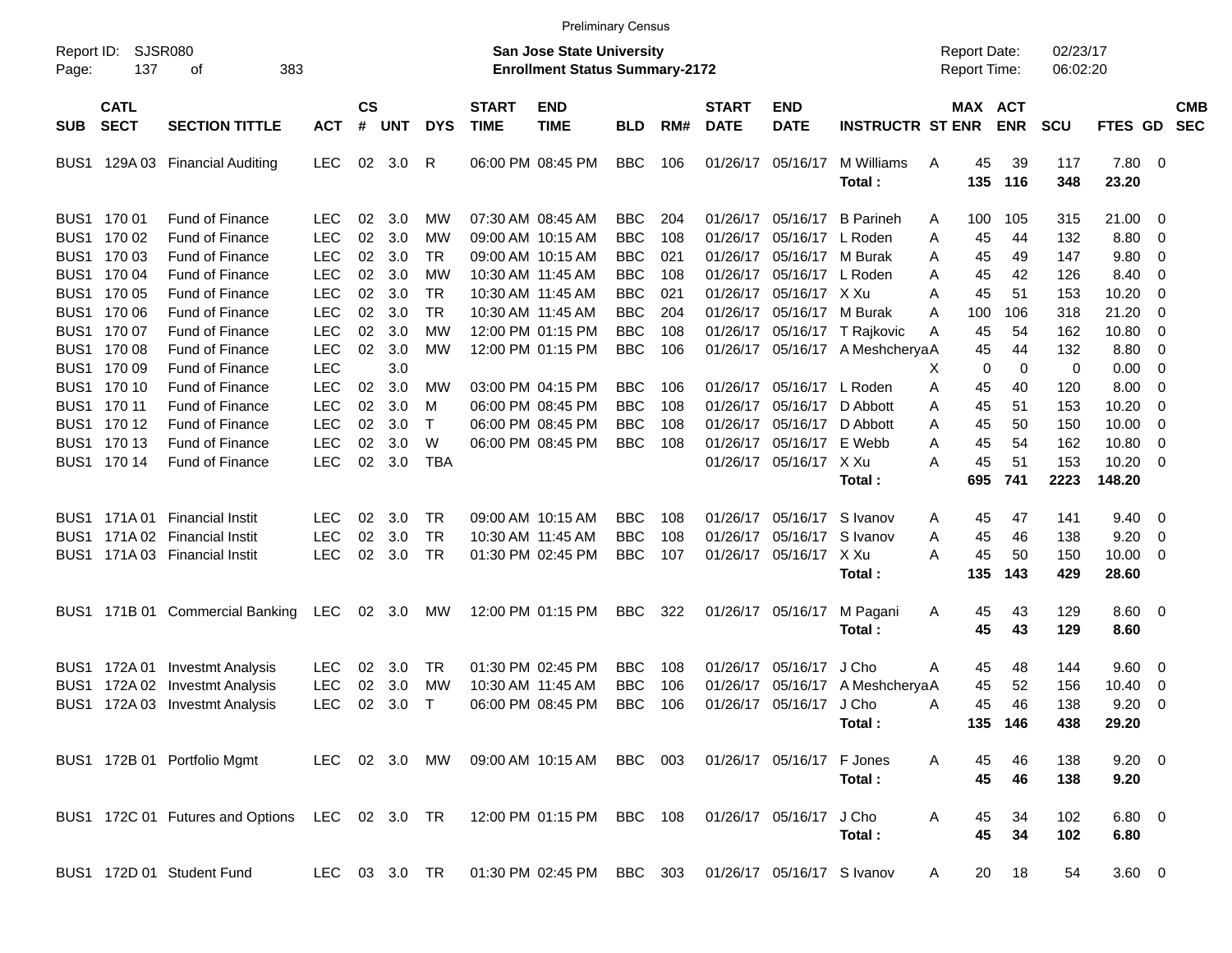Preliminary Census

Report ID: SJSR080
Page: 137 of 383

**San Jose State University**
**Enrollment Status Summary-2172**

Report Date: 02/23/17
Report Time: 06:02:20

| SUB | CATL SECT | SECTION TITTLE | ACT | CS # | UNT | DYS | START TIME | END TIME | BLD | RM# | START DATE | END DATE | INSTRUCTR | ST | MAX ENR | ACT ENR | SCU | FTES | GD | CMB SEC |
|---|---|---|---|---|---|---|---|---|---|---|---|---|---|---|---|---|---|---|---|---|
| BUS1 | 129A 03 | Financial Auditing | LEC | 02 | 3.0 | R | 06:00 PM | 08:45 PM | BBC | 106 | 01/26/17 | 05/16/17 | M Williams | A | 45 | 39 | 117 | 7.80 | 0 | |
| | | | | | | | | | | | | | **Total :** | | **135** | **116** | **348** | **23.20** | | |
| BUS1 | 170 01 | Fund of Finance | LEC | 02 | 3.0 | MW | 07:30 AM | 08:45 AM | BBC | 204 | 01/26/17 | 05/16/17 | B Parineh | A | 100 | 105 | 315 | 21.00 | 0 | |
| BUS1 | 170 02 | Fund of Finance | LEC | 02 | 3.0 | MW | 09:00 AM | 10:15 AM | BBC | 108 | 01/26/17 | 05/16/17 | L Roden | A | 45 | 44 | 132 | 8.80 | 0 | |
| BUS1 | 170 03 | Fund of Finance | LEC | 02 | 3.0 | TR | 09:00 AM | 10:15 AM | BBC | 021 | 01/26/17 | 05/16/17 | M Burak | A | 45 | 49 | 147 | 9.80 | 0 | |
| BUS1 | 170 04 | Fund of Finance | LEC | 02 | 3.0 | MW | 10:30 AM | 11:45 AM | BBC | 108 | 01/26/17 | 05/16/17 | L Roden | A | 45 | 42 | 126 | 8.40 | 0 | |
| BUS1 | 170 05 | Fund of Finance | LEC | 02 | 3.0 | TR | 10:30 AM | 11:45 AM | BBC | 021 | 01/26/17 | 05/16/17 | X Xu | A | 45 | 51 | 153 | 10.20 | 0 | |
| BUS1 | 170 06 | Fund of Finance | LEC | 02 | 3.0 | TR | 10:30 AM | 11:45 AM | BBC | 204 | 01/26/17 | 05/16/17 | M Burak | A | 100 | 106 | 318 | 21.20 | 0 | |
| BUS1 | 170 07 | Fund of Finance | LEC | 02 | 3.0 | MW | 12:00 PM | 01:15 PM | BBC | 108 | 01/26/17 | 05/16/17 | T Rajkovic | A | 45 | 54 | 162 | 10.80 | 0 | |
| BUS1 | 170 08 | Fund of Finance | LEC | 02 | 3.0 | MW | 12:00 PM | 01:15 PM | BBC | 106 | 01/26/17 | 05/16/17 | A Meshcherya | A | 45 | 44 | 132 | 8.80 | 0 | |
| BUS1 | 170 09 | Fund of Finance | LEC | | 3.0 | | | | | | | | | X | 0 | 0 | 0 | 0.00 | 0 | |
| BUS1 | 170 10 | Fund of Finance | LEC | 02 | 3.0 | MW | 03:00 PM | 04:15 PM | BBC | 106 | 01/26/17 | 05/16/17 | L Roden | A | 45 | 40 | 120 | 8.00 | 0 | |
| BUS1 | 170 11 | Fund of Finance | LEC | 02 | 3.0 | M | 06:00 PM | 08:45 PM | BBC | 108 | 01/26/17 | 05/16/17 | D Abbott | A | 45 | 51 | 153 | 10.20 | 0 | |
| BUS1 | 170 12 | Fund of Finance | LEC | 02 | 3.0 | T | 06:00 PM | 08:45 PM | BBC | 108 | 01/26/17 | 05/16/17 | D Abbott | A | 45 | 50 | 150 | 10.00 | 0 | |
| BUS1 | 170 13 | Fund of Finance | LEC | 02 | 3.0 | W | 06:00 PM | 08:45 PM | BBC | 108 | 01/26/17 | 05/16/17 | E Webb | A | 45 | 54 | 162 | 10.80 | 0 | |
| BUS1 | 170 14 | Fund of Finance | LEC | 02 | 3.0 | TBA | | | | | 01/26/17 | 05/16/17 | X Xu | A | 45 | 51 | 153 | 10.20 | 0 | |
| | | | | | | | | | | | | | **Total :** | | **695** | **741** | **2223** | **148.20** | | |
| BUS1 | 171A 01 | Financial Instit | LEC | 02 | 3.0 | TR | 09:00 AM | 10:15 AM | BBC | 108 | 01/26/17 | 05/16/17 | S Ivanov | A | 45 | 47 | 141 | 9.40 | 0 | |
| BUS1 | 171A 02 | Financial Instit | LEC | 02 | 3.0 | TR | 10:30 AM | 11:45 AM | BBC | 108 | 01/26/17 | 05/16/17 | S Ivanov | A | 45 | 46 | 138 | 9.20 | 0 | |
| BUS1 | 171A 03 | Financial Instit | LEC | 02 | 3.0 | TR | 01:30 PM | 02:45 PM | BBC | 107 | 01/26/17 | 05/16/17 | X Xu | A | 45 | 50 | 150 | 10.00 | 0 | |
| | | | | | | | | | | | | | **Total :** | | **135** | **143** | **429** | **28.60** | | |
| BUS1 | 171B 01 | Commercial Banking | LEC | 02 | 3.0 | MW | 12:00 PM | 01:15 PM | BBC | 322 | 01/26/17 | 05/16/17 | M Pagani | A | 45 | 43 | 129 | 8.60 | 0 | |
| | | | | | | | | | | | | | **Total :** | | **45** | **43** | **129** | **8.60** | | |
| BUS1 | 172A 01 | Investmt Analysis | LEC | 02 | 3.0 | TR | 01:30 PM | 02:45 PM | BBC | 108 | 01/26/17 | 05/16/17 | J Cho | A | 45 | 48 | 144 | 9.60 | 0 | |
| BUS1 | 172A 02 | Investmt Analysis | LEC | 02 | 3.0 | MW | 10:30 AM | 11:45 AM | BBC | 106 | 01/26/17 | 05/16/17 | A Meshcherya | A | 45 | 52 | 156 | 10.40 | 0 | |
| BUS1 | 172A 03 | Investmt Analysis | LEC | 02 | 3.0 | T | 06:00 PM | 08:45 PM | BBC | 106 | 01/26/17 | 05/16/17 | J Cho | A | 45 | 46 | 138 | 9.20 | 0 | |
| | | | | | | | | | | | | | **Total :** | | **135** | **146** | **438** | **29.20** | | |
| BUS1 | 172B 01 | Portfolio Mgmt | LEC | 02 | 3.0 | MW | 09:00 AM | 10:15 AM | BBC | 003 | 01/26/17 | 05/16/17 | F Jones | A | 45 | 46 | 138 | 9.20 | 0 | |
| | | | | | | | | | | | | | **Total :** | | **45** | **46** | **138** | **9.20** | | |
| BUS1 | 172C 01 | Futures and Options | LEC | 02 | 3.0 | TR | 12:00 PM | 01:15 PM | BBC | 108 | 01/26/17 | 05/16/17 | J Cho | A | 45 | 34 | 102 | 6.80 | 0 | |
| | | | | | | | | | | | | | **Total :** | | **45** | **34** | **102** | **6.80** | | |
| BUS1 | 172D 01 | Student Fund | LEC | 03 | 3.0 | TR | 01:30 PM | 02:45 PM | BBC | 303 | 01/26/17 | 05/16/17 | S Ivanov | A | 20 | 18 | 54 | 3.60 | 0 | |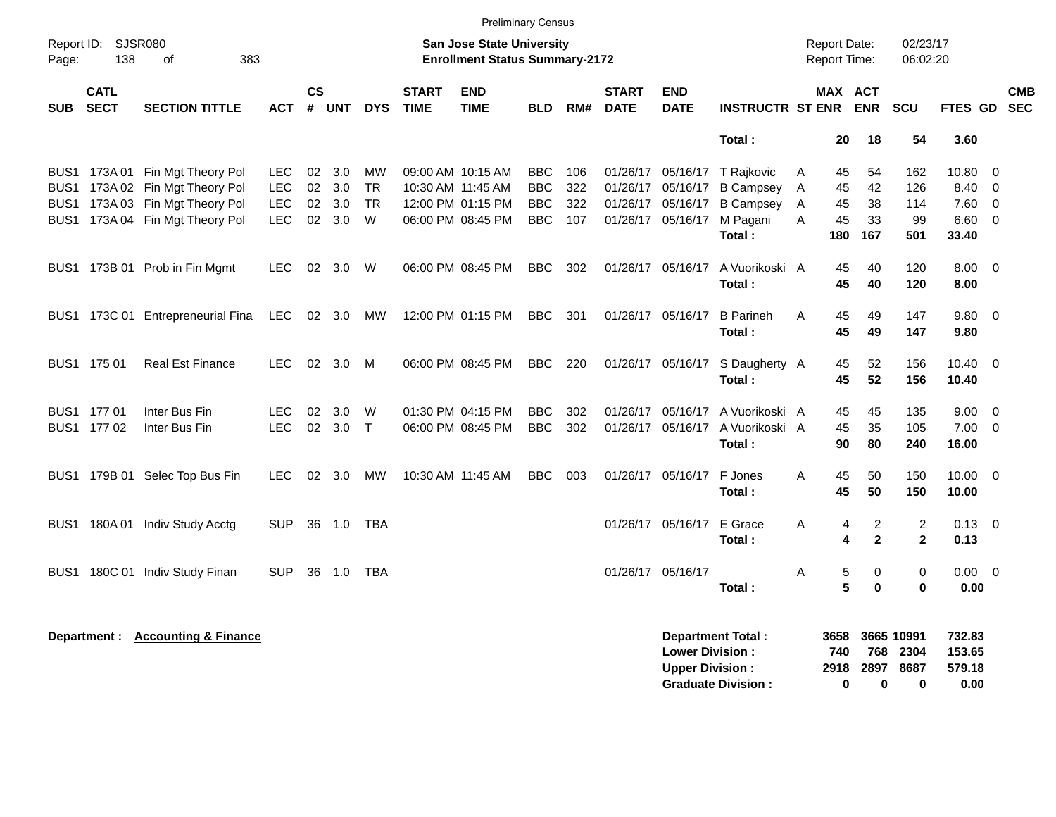Preliminary Census

Report ID: SJSR080

**San Jose State University**
**Enrollment Status Summary-2172**

Report Date: 02/23/17
Report Time: 06:02:20

| SUB | CATL SECT | SECTION TITTLE | ACT | CS # | UNT | DYS | START TIME | END TIME | BLD | RM# | START DATE | END DATE | INSTRUCTR | ST | MAX ENR | ACT ENR | SCU | FTES | GD | CMB SEC |
|---|---|---|---|---|---|---|---|---|---|---|---|---|---|---|---|---|---|---|---|---|
| | | | | | | | | | | | | | **Total :** | | **20** | **18** | **54** | **3.60** | | |
| BUS1 | 173A 01 | Fin Mgt Theory Pol | LEC | 02 | 3.0 | MW | 09:00 AM | 10:15 AM | BBC | 106 | 01/26/17 | 05/16/17 | T Rajkovic | A | 45 | 54 | 162 | 10.80 | 0 | |
| BUS1 | 173A 02 | Fin Mgt Theory Pol | LEC | 02 | 3.0 | TR | 10:30 AM | 11:45 AM | BBC | 322 | 01/26/17 | 05/16/17 | B Campsey | A | 45 | 42 | 126 | 8.40 | 0 | |
| BUS1 | 173A 03 | Fin Mgt Theory Pol | LEC | 02 | 3.0 | TR | 12:00 PM | 01:15 PM | BBC | 322 | 01/26/17 | 05/16/17 | B Campsey | A | 45 | 38 | 114 | 7.60 | 0 | |
| BUS1 | 173A 04 | Fin Mgt Theory Pol | LEC | 02 | 3.0 | W | 06:00 PM | 08:45 PM | BBC | 107 | 01/26/17 | 05/16/17 | M Pagani | A | 45 | 33 | 99 | 6.60 | 0 | |
| | | | | | | | | | | | | | **Total :** | | **180** | **167** | **501** | **33.40** | | |
| BUS1 | 173B 01 | Prob in Fin Mgmt | LEC | 02 | 3.0 | W | 06:00 PM | 08:45 PM | BBC | 302 | 01/26/17 | 05/16/17 | A Vuorikoski | A | 45 | 40 | 120 | 8.00 | 0 | |
| | | | | | | | | | | | | | **Total :** | | **45** | **40** | **120** | **8.00** | | |
| BUS1 | 173C 01 | Entrepreneurial Fina | LEC | 02 | 3.0 | MW | 12:00 PM | 01:15 PM | BBC | 301 | 01/26/17 | 05/16/17 | B Parineh | A | 45 | 49 | 147 | 9.80 | 0 | |
| | | | | | | | | | | | | | **Total :** | | **45** | **49** | **147** | **9.80** | | |
| BUS1 | 175 01 | Real Est Finance | LEC | 02 | 3.0 | M | 06:00 PM | 08:45 PM | BBC | 220 | 01/26/17 | 05/16/17 | S Daugherty | A | 45 | 52 | 156 | 10.40 | 0 | |
| | | | | | | | | | | | | | **Total :** | | **45** | **52** | **156** | **10.40** | | |
| BUS1 | 177 01 | Inter Bus Fin | LEC | 02 | 3.0 | W | 01:30 PM | 04:15 PM | BBC | 302 | 01/26/17 | 05/16/17 | A Vuorikoski | A | 45 | 45 | 135 | 9.00 | 0 | |
| BUS1 | 177 02 | Inter Bus Fin | LEC | 02 | 3.0 | T | 06:00 PM | 08:45 PM | BBC | 302 | 01/26/17 | 05/16/17 | A Vuorikoski | A | 45 | 35 | 105 | 7.00 | 0 | |
| | | | | | | | | | | | | | **Total :** | | **90** | **80** | **240** | **16.00** | | |
| BUS1 | 179B 01 | Selec Top Bus Fin | LEC | 02 | 3.0 | MW | 10:30 AM | 11:45 AM | BBC | 003 | 01/26/17 | 05/16/17 | F Jones | A | 45 | 50 | 150 | 10.00 | 0 | |
| | | | | | | | | | | | | | **Total :** | | **45** | **50** | **150** | **10.00** | | |
| BUS1 | 180A 01 | Indiv Study Acctg | SUP | 36 | 1.0 | TBA | | | | | 01/26/17 | 05/16/17 | E Grace | A | 4 | 2 | 2 | 0.13 | 0 | |
| | | | | | | | | | | | | | **Total :** | | **4** | **2** | **2** | **0.13** | | |
| BUS1 | 180C 01 | Indiv Study Finan | SUP | 36 | 1.0 | TBA | | | | | 01/26/17 | 05/16/17 | | A | 5 | 0 | 0 | 0.00 | 0 | |
| | | | | | | | | | | | | | **Total :** | | **5** | **0** | **0** | **0.00** | | |

**Department :** **Accounting & Finance**

| | MAX ENR | ACT ENR | SCU | FTES |
|---|---|---|---|---|
| **Department Total :** | **3658** | **3665** | **10991** | **732.83** |
| **Lower Division :** | **740** | **768** | **2304** | **153.65** |
| **Upper Division :** | **2918** | **2897** | **8687** | **579.18** |
| **Graduate Division :** | **0** | **0** | **0** | **0.00** |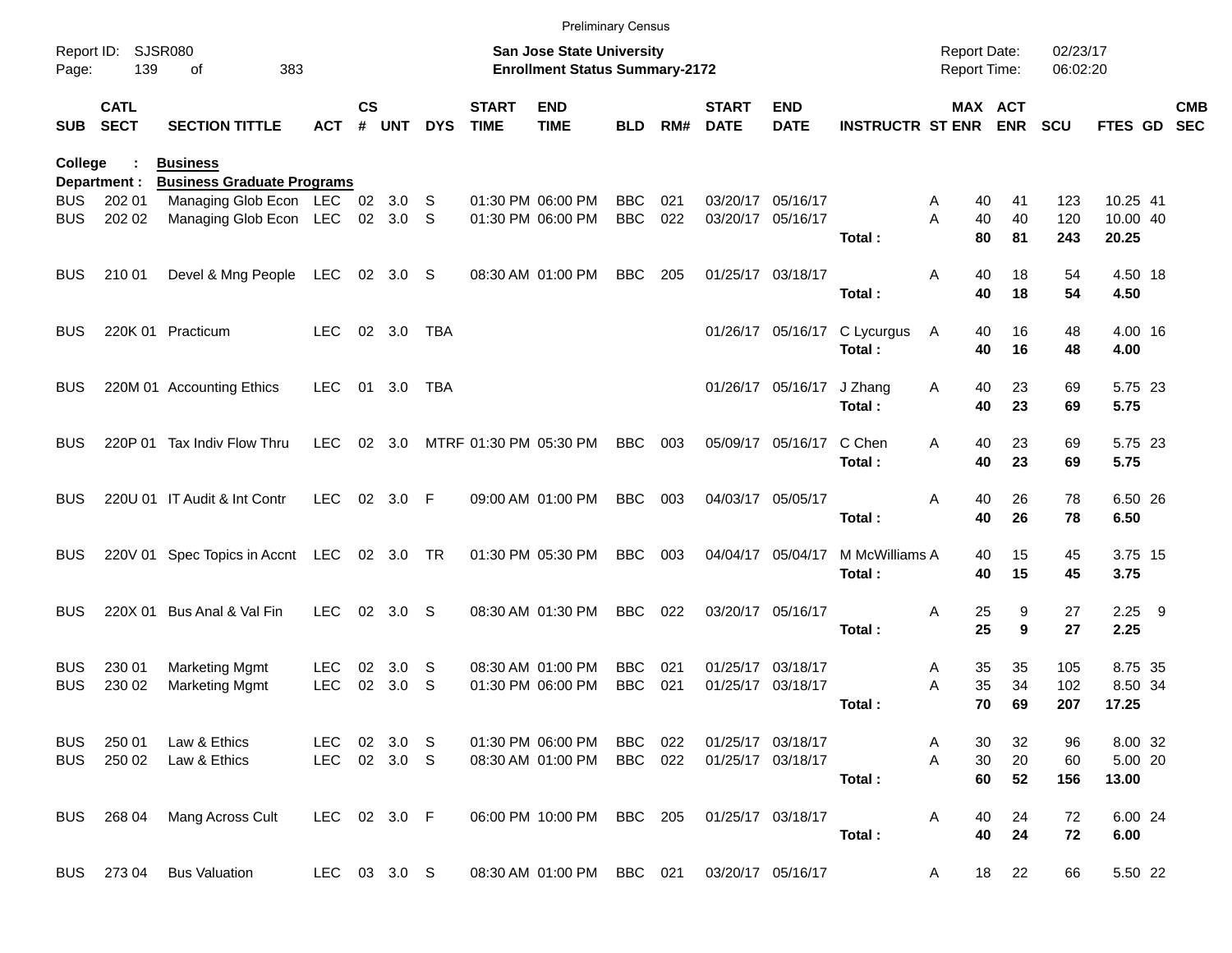Preliminary Census

Report ID: SJSR080 | Page: 139 of 383

**San Jose State University**
**Enrollment Status Summary-2172**

Report Date: 02/23/17
Report Time: 06:02:20

| SUB | CATL SECT | SECTION TITTLE | ACT | CS # | UNT | DYS | START TIME | END TIME | BLD | RM# | START DATE | END DATE | INSTRUCTR | ST | MAX ENR | ACT ENR | SCU | FTES | GD | CMB SEC |
|---|---|---|---|---|---|---|---|---|---|---|---|---|---|---|---|---|---|---|---|---|
| **College :** | | **Business** | | | | | | | | | | | | | | | | | | |
| **Department :** | | **Business Graduate Programs** | | | | | | | | | | | | | | | | | | |
| BUS | 202 01 | Managing Glob Econ | LEC | 02 | 3.0 | S | 01:30 PM | 06:00 PM | BBC | 021 | 03/20/17 | 05/16/17 | | A | 40 | 41 | 123 | 10.25 | 41 | |
| BUS | 202 02 | Managing Glob Econ | LEC | 02 | 3.0 | S | 01:30 PM | 06:00 PM | BBC | 022 | 03/20/17 | 05/16/17 | | A | 40 | 40 | 120 | 10.00 | 40 | |
| | | | | | | | | | | | | | **Total :** | | **80** | **81** | **243** | **20.25** | | |
| BUS | 210 01 | Devel & Mng People | LEC | 02 | 3.0 | S | 08:30 AM | 01:00 PM | BBC | 205 | 01/25/17 | 03/18/17 | | A | 40 | 18 | 54 | 4.50 | 18 | |
| | | | | | | | | | | | | | **Total :** | | **40** | **18** | **54** | **4.50** | | |
| BUS | 220K 01 | Practicum | LEC | 02 | 3.0 | TBA | | | | | 01/26/17 | 05/16/17 | C Lycurgus | A | 40 | 16 | 48 | 4.00 | 16 | |
| | | | | | | | | | | | | | **Total :** | | **40** | **16** | **48** | **4.00** | | |
| BUS | 220M 01 | Accounting Ethics | LEC | 01 | 3.0 | TBA | | | | | 01/26/17 | 05/16/17 | J Zhang | A | 40 | 23 | 69 | 5.75 | 23 | |
| | | | | | | | | | | | | | **Total :** | | **40** | **23** | **69** | **5.75** | | |
| BUS | 220P 01 | Tax Indiv Flow Thru | LEC | 02 | 3.0 | MTRF | 01:30 PM | 05:30 PM | BBC | 003 | 05/09/17 | 05/16/17 | C Chen | A | 40 | 23 | 69 | 5.75 | 23 | |
| | | | | | | | | | | | | | **Total :** | | **40** | **23** | **69** | **5.75** | | |
| BUS | 220U 01 | IT Audit & Int Contr | LEC | 02 | 3.0 | F | 09:00 AM | 01:00 PM | BBC | 003 | 04/03/17 | 05/05/17 | | A | 40 | 26 | 78 | 6.50 | 26 | |
| | | | | | | | | | | | | | **Total :** | | **40** | **26** | **78** | **6.50** | | |
| BUS | 220V 01 | Spec Topics in Accnt | LEC | 02 | 3.0 | TR | 01:30 PM | 05:30 PM | BBC | 003 | 04/04/17 | 05/04/17 | M McWilliams | A | 40 | 15 | 45 | 3.75 | 15 | |
| | | | | | | | | | | | | | **Total :** | | **40** | **15** | **45** | **3.75** | | |
| BUS | 220X 01 | Bus Anal & Val Fin | LEC | 02 | 3.0 | S | 08:30 AM | 01:30 PM | BBC | 022 | 03/20/17 | 05/16/17 | | A | 25 | 9 | 27 | 2.25 | 9 | |
| | | | | | | | | | | | | | **Total :** | | **25** | **9** | **27** | **2.25** | | |
| BUS | 230 01 | Marketing Mgmt | LEC | 02 | 3.0 | S | 08:30 AM | 01:00 PM | BBC | 021 | 01/25/17 | 03/18/17 | | A | 35 | 35 | 105 | 8.75 | 35 | |
| BUS | 230 02 | Marketing Mgmt | LEC | 02 | 3.0 | S | 01:30 PM | 06:00 PM | BBC | 021 | 01/25/17 | 03/18/17 | | A | 35 | 34 | 102 | 8.50 | 34 | |
| | | | | | | | | | | | | | **Total :** | | **70** | **69** | **207** | **17.25** | | |
| BUS | 250 01 | Law & Ethics | LEC | 02 | 3.0 | S | 01:30 PM | 06:00 PM | BBC | 022 | 01/25/17 | 03/18/17 | | A | 30 | 32 | 96 | 8.00 | 32 | |
| BUS | 250 02 | Law & Ethics | LEC | 02 | 3.0 | S | 08:30 AM | 01:00 PM | BBC | 022 | 01/25/17 | 03/18/17 | | A | 30 | 20 | 60 | 5.00 | 20 | |
| | | | | | | | | | | | | | **Total :** | | **60** | **52** | **156** | **13.00** | | |
| BUS | 268 04 | Mang Across Cult | LEC | 02 | 3.0 | F | 06:00 PM | 10:00 PM | BBC | 205 | 01/25/17 | 03/18/17 | | A | 40 | 24 | 72 | 6.00 | 24 | |
| | | | | | | | | | | | | | **Total :** | | **40** | **24** | **72** | **6.00** | | |
| BUS | 273 04 | Bus Valuation | LEC | 03 | 3.0 | S | 08:30 AM | 01:00 PM | BBC | 021 | 03/20/17 | 05/16/17 | | A | 18 | 22 | 66 | 5.50 | 22 | |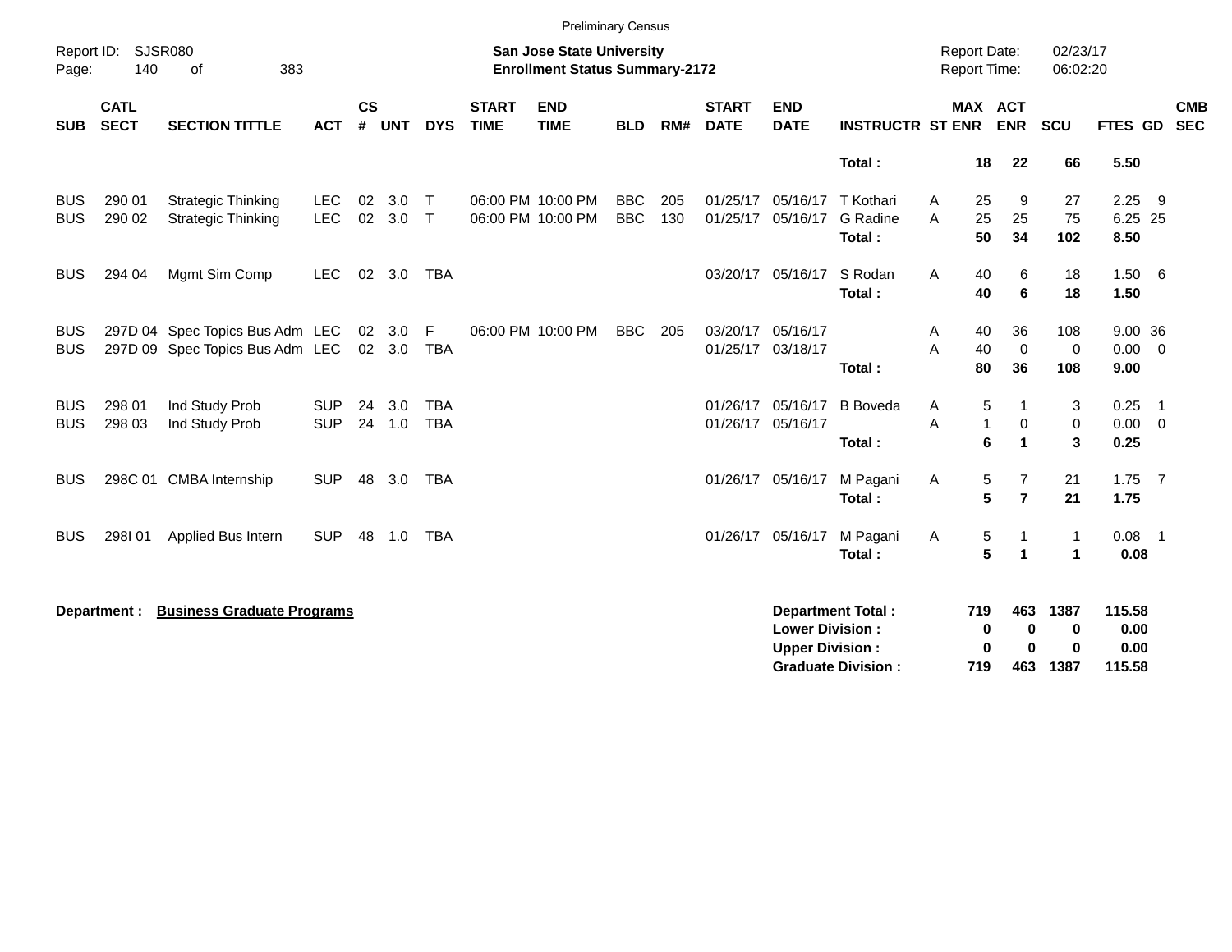Preliminary Census

Report ID: SJSR080
**San Jose State University**
**Enrollment Status Summary-2172**

Report Date: 02/23/17
Report Time: 06:02:20

| SUB | CATL SECT | SECTION TITTLE | ACT | CS # | UNT | DYS | START TIME | END TIME | BLD | RM# | START DATE | END DATE | INSTRUCTR | ST | MAX ENR | ACT ENR | SCU | FTES | GD | CMB SEC |
|---|---|---|---|---|---|---|---|---|---|---|---|---|---|---|---|---|---|---|---|---|
| | | | | | | | | | | | | | **Total :** | | **18** | **22** | **66** | **5.50** | | |
| BUS | 290 01 | Strategic Thinking | LEC | 02 | 3.0 | T | 06:00 PM | 10:00 PM | BBC | 205 | 01/25/17 | 05/16/17 | T Kothari | A | 25 | 9 | 27 | 2.25 | 9 | |
| BUS | 290 02 | Strategic Thinking | LEC | 02 | 3.0 | T | 06:00 PM | 10:00 PM | BBC | 130 | 01/25/17 | 05/16/17 | G Radine | A | 25 | 25 | 75 | 6.25 | 25 | |
| | | | | | | | | | | | | | **Total :** | | **50** | **34** | **102** | **8.50** | | |
| BUS | 294 04 | Mgmt Sim Comp | LEC | 02 | 3.0 | TBA | | | | | 03/20/17 | 05/16/17 | S Rodan | A | 40 | 6 | 18 | 1.50 | 6 | |
| | | | | | | | | | | | | | **Total :** | | **40** | **6** | **18** | **1.50** | | |
| BUS | 297D 04 | Spec Topics Bus Adm | LEC | 02 | 3.0 | F | 06:00 PM | 10:00 PM | BBC | 205 | 03/20/17 | 05/16/17 | | A | 40 | 36 | 108 | 9.00 | 36 | |
| BUS | 297D 09 | Spec Topics Bus Adm | LEC | 02 | 3.0 | TBA | | | | | 01/25/17 | 03/18/17 | | A | 40 | 0 | 0 | 0.00 | 0 | |
| | | | | | | | | | | | | | **Total :** | | **80** | **36** | **108** | **9.00** | | |
| BUS | 298 01 | Ind Study Prob | SUP | 24 | 3.0 | TBA | | | | | 01/26/17 | 05/16/17 | B Boveda | A | 5 | 1 | 3 | 0.25 | 1 | |
| BUS | 298 03 | Ind Study Prob | SUP | 24 | 1.0 | TBA | | | | | 01/26/17 | 05/16/17 | | A | 1 | 0 | 0 | 0.00 | 0 | |
| | | | | | | | | | | | | | **Total :** | | **6** | **1** | **3** | **0.25** | | |
| BUS | 298C 01 | CMBA Internship | SUP | 48 | 3.0 | TBA | | | | | 01/26/17 | 05/16/17 | M Pagani | A | 5 | 7 | 21 | 1.75 | 7 | |
| | | | | | | | | | | | | | **Total :** | | **5** | **7** | **21** | **1.75** | | |
| BUS | 298I 01 | Applied Bus Intern | SUP | 48 | 1.0 | TBA | | | | | 01/26/17 | 05/16/17 | M Pagani | A | 5 | 1 | 1 | 0.08 | 1 | |
| | | | | | | | | | | | | | **Total :** | | **5** | **1** | **1** | **0.08** | | |

**Department :** **Business Graduate Programs**

| | MAX ENR | ACT ENR | SCU | FTES |
|---|---|---|---|---|
| **Department Total :** | **719** | **463** | **1387** | **115.58** |
| **Lower Division :** | **0** | **0** | **0** | **0.00** |
| **Upper Division :** | **0** | **0** | **0** | **0.00** |
| **Graduate Division :** | **719** | **463** | **1387** | **115.58** |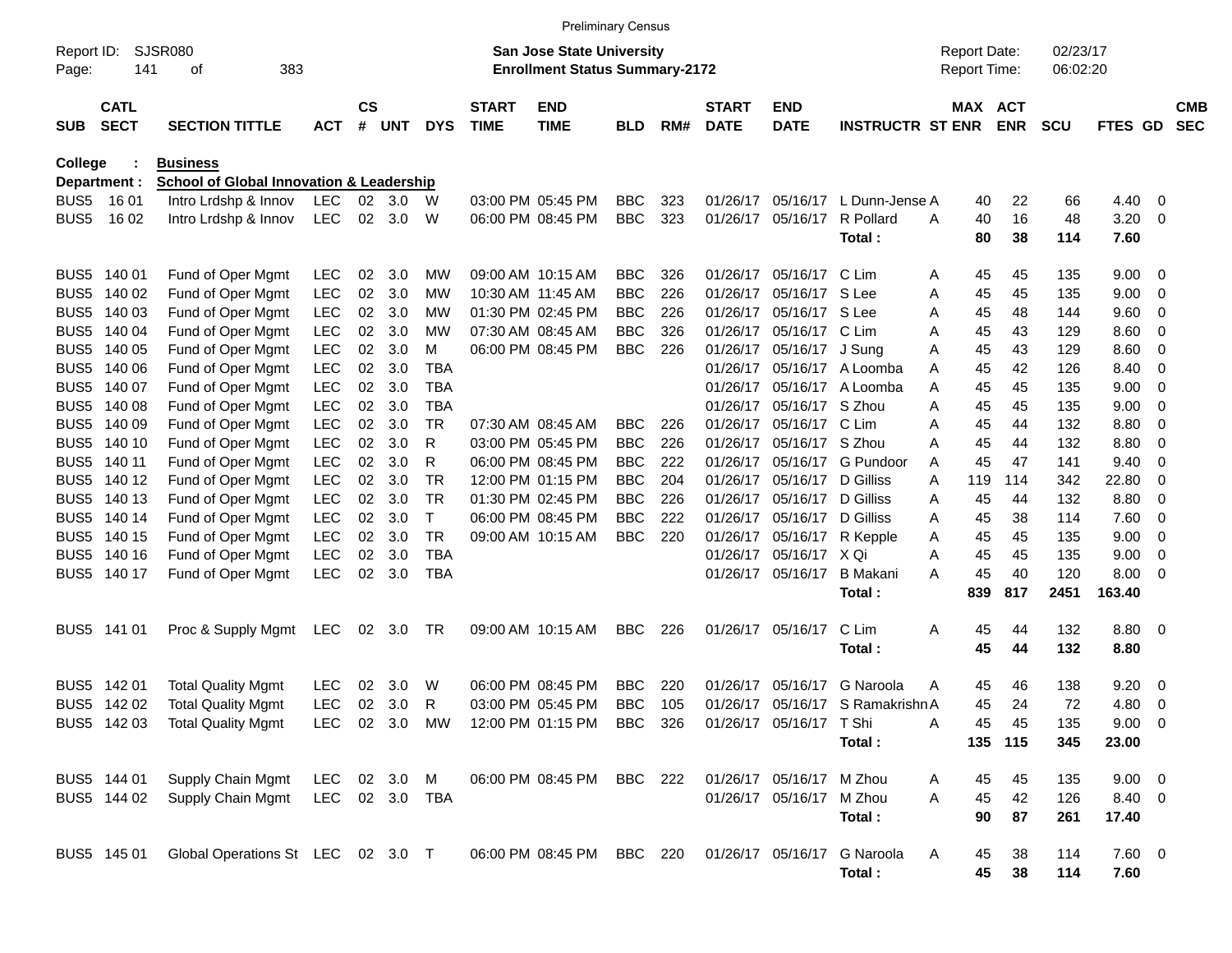Preliminary Census

Report ID: SJSR080
Page: 141 of 383

**San Jose State University**
**Enrollment Status Summary-2172**

Report Date: 02/23/17
Report Time: 06:02:20

**College : Business**
**Department : School of Global Innovation & Leadership**

| SUB | CATL SECT | SECTION TITTLE | ACT | CS # | UNT | DYS | START TIME | END TIME | BLD | RM# | START DATE | END DATE | INSTRUCTR | ST | MAX ENR | ACT ENR | SCU | FTES | GD | CMB SEC |
|---|---|---|---|---|---|---|---|---|---|---|---|---|---|---|---|---|---|---|---|---|
| BUS5 | 16 01 | Intro Lrdshp & Innov | LEC | 02 | 3.0 | W | 03:00 PM | 05:45 PM | BBC | 323 | 01/26/17 | 05/16/17 | L Dunn-Jense | A | 40 | 22 | 66 | 4.40 | 0 | |
| BUS5 | 16 02 | Intro Lrdshp & Innov | LEC | 02 | 3.0 | W | 06:00 PM | 08:45 PM | BBC | 323 | 01/26/17 | 05/16/17 | R Pollard | A | 40 | 16 | 48 | 3.20 | 0 | |
| | | | | | | | | | | | | | **Total :** | | **80** | **38** | **114** | **7.60** | | |
| BUS5 | 140 01 | Fund of Oper Mgmt | LEC | 02 | 3.0 | MW | 09:00 AM | 10:15 AM | BBC | 326 | 01/26/17 | 05/16/17 | C Lim | A | 45 | 45 | 135 | 9.00 | 0 | |
| BUS5 | 140 02 | Fund of Oper Mgmt | LEC | 02 | 3.0 | MW | 10:30 AM | 11:45 AM | BBC | 226 | 01/26/17 | 05/16/17 | S Lee | A | 45 | 45 | 135 | 9.00 | 0 | |
| BUS5 | 140 03 | Fund of Oper Mgmt | LEC | 02 | 3.0 | MW | 01:30 PM | 02:45 PM | BBC | 226 | 01/26/17 | 05/16/17 | S Lee | A | 45 | 48 | 144 | 9.60 | 0 | |
| BUS5 | 140 04 | Fund of Oper Mgmt | LEC | 02 | 3.0 | MW | 07:30 AM | 08:45 AM | BBC | 326 | 01/26/17 | 05/16/17 | C Lim | A | 45 | 43 | 129 | 8.60 | 0 | |
| BUS5 | 140 05 | Fund of Oper Mgmt | LEC | 02 | 3.0 | M | 06:00 PM | 08:45 PM | BBC | 226 | 01/26/17 | 05/16/17 | J Sung | A | 45 | 43 | 129 | 8.60 | 0 | |
| BUS5 | 140 06 | Fund of Oper Mgmt | LEC | 02 | 3.0 | TBA | | | | | 01/26/17 | 05/16/17 | A Loomba | A | 45 | 42 | 126 | 8.40 | 0 | |
| BUS5 | 140 07 | Fund of Oper Mgmt | LEC | 02 | 3.0 | TBA | | | | | 01/26/17 | 05/16/17 | A Loomba | A | 45 | 45 | 135 | 9.00 | 0 | |
| BUS5 | 140 08 | Fund of Oper Mgmt | LEC | 02 | 3.0 | TBA | | | | | 01/26/17 | 05/16/17 | S Zhou | A | 45 | 45 | 135 | 9.00 | 0 | |
| BUS5 | 140 09 | Fund of Oper Mgmt | LEC | 02 | 3.0 | TR | 07:30 AM | 08:45 AM | BBC | 226 | 01/26/17 | 05/16/17 | C Lim | A | 45 | 44 | 132 | 8.80 | 0 | |
| BUS5 | 140 10 | Fund of Oper Mgmt | LEC | 02 | 3.0 | R | 03:00 PM | 05:45 PM | BBC | 226 | 01/26/17 | 05/16/17 | S Zhou | A | 45 | 44 | 132 | 8.80 | 0 | |
| BUS5 | 140 11 | Fund of Oper Mgmt | LEC | 02 | 3.0 | R | 06:00 PM | 08:45 PM | BBC | 222 | 01/26/17 | 05/16/17 | G Pundoor | A | 45 | 47 | 141 | 9.40 | 0 | |
| BUS5 | 140 12 | Fund of Oper Mgmt | LEC | 02 | 3.0 | TR | 12:00 PM | 01:15 PM | BBC | 204 | 01/26/17 | 05/16/17 | D Gilliss | A | 119 | 114 | 342 | 22.80 | 0 | |
| BUS5 | 140 13 | Fund of Oper Mgmt | LEC | 02 | 3.0 | TR | 01:30 PM | 02:45 PM | BBC | 226 | 01/26/17 | 05/16/17 | D Gilliss | A | 45 | 44 | 132 | 8.80 | 0 | |
| BUS5 | 140 14 | Fund of Oper Mgmt | LEC | 02 | 3.0 | T | 06:00 PM | 08:45 PM | BBC | 222 | 01/26/17 | 05/16/17 | D Gilliss | A | 45 | 38 | 114 | 7.60 | 0 | |
| BUS5 | 140 15 | Fund of Oper Mgmt | LEC | 02 | 3.0 | TR | 09:00 AM | 10:15 AM | BBC | 220 | 01/26/17 | 05/16/17 | R Kepple | A | 45 | 45 | 135 | 9.00 | 0 | |
| BUS5 | 140 16 | Fund of Oper Mgmt | LEC | 02 | 3.0 | TBA | | | | | 01/26/17 | 05/16/17 | X Qi | A | 45 | 45 | 135 | 9.00 | 0 | |
| BUS5 | 140 17 | Fund of Oper Mgmt | LEC | 02 | 3.0 | TBA | | | | | 01/26/17 | 05/16/17 | B Makani | A | 45 | 40 | 120 | 8.00 | 0 | |
| | | | | | | | | | | | | | **Total :** | | **839** | **817** | **2451** | **163.40** | | |
| BUS5 | 141 01 | Proc & Supply Mgmt | LEC | 02 | 3.0 | TR | 09:00 AM | 10:15 AM | BBC | 226 | 01/26/17 | 05/16/17 | C Lim | A | 45 | 44 | 132 | 8.80 | 0 | |
| | | | | | | | | | | | | | **Total :** | | **45** | **44** | **132** | **8.80** | | |
| BUS5 | 142 01 | Total Quality Mgmt | LEC | 02 | 3.0 | W | 06:00 PM | 08:45 PM | BBC | 220 | 01/26/17 | 05/16/17 | G Naroola | A | 45 | 46 | 138 | 9.20 | 0 | |
| BUS5 | 142 02 | Total Quality Mgmt | LEC | 02 | 3.0 | R | 03:00 PM | 05:45 PM | BBC | 105 | 01/26/17 | 05/16/17 | S Ramakrishn | A | 45 | 24 | 72 | 4.80 | 0 | |
| BUS5 | 142 03 | Total Quality Mgmt | LEC | 02 | 3.0 | MW | 12:00 PM | 01:15 PM | BBC | 326 | 01/26/17 | 05/16/17 | T Shi | A | 45 | 45 | 135 | 9.00 | 0 | |
| | | | | | | | | | | | | | **Total :** | | **135** | **115** | **345** | **23.00** | | |
| BUS5 | 144 01 | Supply Chain Mgmt | LEC | 02 | 3.0 | M | 06:00 PM | 08:45 PM | BBC | 222 | 01/26/17 | 05/16/17 | M Zhou | A | 45 | 45 | 135 | 9.00 | 0 | |
| BUS5 | 144 02 | Supply Chain Mgmt | LEC | 02 | 3.0 | TBA | | | | | 01/26/17 | 05/16/17 | M Zhou | A | 45 | 42 | 126 | 8.40 | 0 | |
| | | | | | | | | | | | | | **Total :** | | **90** | **87** | **261** | **17.40** | | |
| BUS5 | 145 01 | Global Operations St | LEC | 02 | 3.0 | T | 06:00 PM | 08:45 PM | BBC | 220 | 01/26/17 | 05/16/17 | G Naroola | A | 45 | 38 | 114 | 7.60 | 0 | |
| | | | | | | | | | | | | | **Total :** | | **45** | **38** | **114** | **7.60** | | |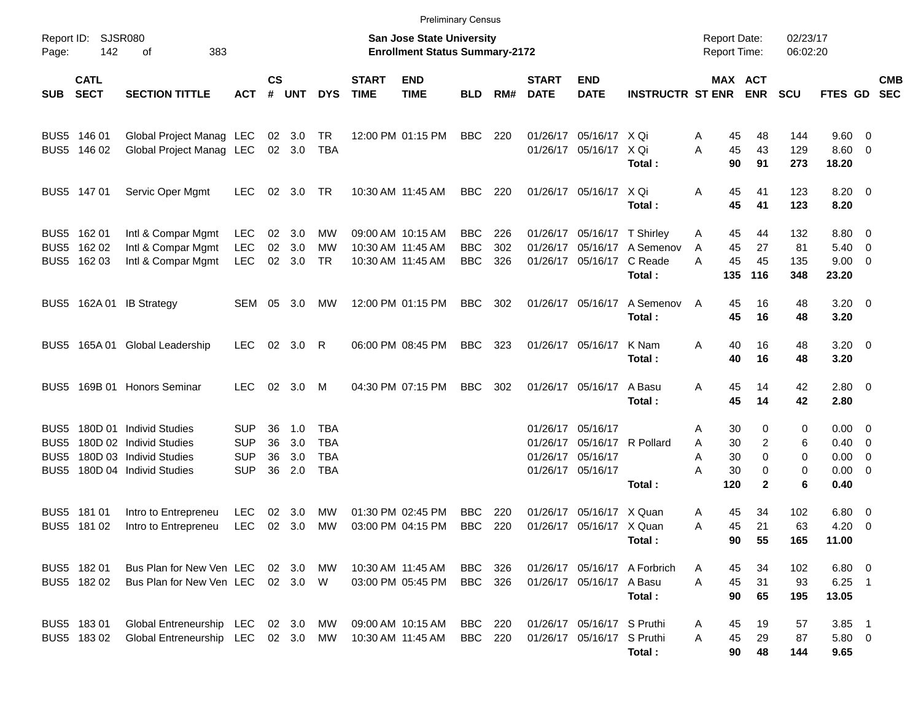Preliminary Census

Report ID: SJSR080

**San Jose State University**
**Enrollment Status Summary-2172**

Report Date: 02/23/17
Report Time: 06:02:20

| SUB | CATL SECT | SECTION TITTLE | ACT | CS # | UNT | DYS | START TIME | END TIME | BLD | RM# | START DATE | END DATE | INSTRUCTR | ST | MAX ENR | ACT ENR | SCU | FTES | GD | CMB SEC |
|---|---|---|---|---|---|---|---|---|---|---|---|---|---|---|---|---|---|---|---|---|
| BUS5 | 146 01 | Global Project Manag | LEC | 02 | 3.0 | TR | 12:00 PM | 01:15 PM | BBC | 220 | 01/26/17 | 05/16/17 | X Qi | A | 45 | 48 | 144 | 9.60 | 0 | |
| BUS5 | 146 02 | Global Project Manag | LEC | 02 | 3.0 | TBA | | | | | 01/26/17 | 05/16/17 | X Qi | A | 45 | 43 | 129 | 8.60 | 0 | |
| | | | | | | | | | | | | | **Total :** | | **90** | **91** | **273** | **18.20** | | |
| BUS5 | 147 01 | Servic Oper Mgmt | LEC | 02 | 3.0 | TR | 10:30 AM | 11:45 AM | BBC | 220 | 01/26/17 | 05/16/17 | X Qi | A | 45 | 41 | 123 | 8.20 | 0 | |
| | | | | | | | | | | | | | **Total :** | | **45** | **41** | **123** | **8.20** | | |
| BUS5 | 162 01 | Intl & Compar Mgmt | LEC | 02 | 3.0 | MW | 09:00 AM | 10:15 AM | BBC | 226 | 01/26/17 | 05/16/17 | T Shirley | A | 45 | 44 | 132 | 8.80 | 0 | |
| BUS5 | 162 02 | Intl & Compar Mgmt | LEC | 02 | 3.0 | MW | 10:30 AM | 11:45 AM | BBC | 302 | 01/26/17 | 05/16/17 | A Semenov | A | 45 | 27 | 81 | 5.40 | 0 | |
| BUS5 | 162 03 | Intl & Compar Mgmt | LEC | 02 | 3.0 | TR | 10:30 AM | 11:45 AM | BBC | 326 | 01/26/17 | 05/16/17 | C Reade | A | 45 | 45 | 135 | 9.00 | 0 | |
| | | | | | | | | | | | | | **Total :** | | **135** | **116** | **348** | **23.20** | | |
| BUS5 | 162A 01 | IB Strategy | SEM | 05 | 3.0 | MW | 12:00 PM | 01:15 PM | BBC | 302 | 01/26/17 | 05/16/17 | A Semenov | A | 45 | 16 | 48 | 3.20 | 0 | |
| | | | | | | | | | | | | | **Total :** | | **45** | **16** | **48** | **3.20** | | |
| BUS5 | 165A 01 | Global Leadership | LEC | 02 | 3.0 | R | 06:00 PM | 08:45 PM | BBC | 323 | 01/26/17 | 05/16/17 | K Nam | A | 40 | 16 | 48 | 3.20 | 0 | |
| | | | | | | | | | | | | | **Total :** | | **40** | **16** | **48** | **3.20** | | |
| BUS5 | 169B 01 | Honors Seminar | LEC | 02 | 3.0 | M | 04:30 PM | 07:15 PM | BBC | 302 | 01/26/17 | 05/16/17 | A Basu | A | 45 | 14 | 42 | 2.80 | 0 | |
| | | | | | | | | | | | | | **Total :** | | **45** | **14** | **42** | **2.80** | | |
| BUS5 | 180D 01 | Individ Studies | SUP | 36 | 1.0 | TBA | | | | | 01/26/17 | 05/16/17 | | A | 30 | 0 | 0 | 0.00 | 0 | |
| BUS5 | 180D 02 | Individ Studies | SUP | 36 | 3.0 | TBA | | | | | 01/26/17 | 05/16/17 | R Pollard | A | 30 | 2 | 6 | 0.40 | 0 | |
| BUS5 | 180D 03 | Individ Studies | SUP | 36 | 3.0 | TBA | | | | | 01/26/17 | 05/16/17 | | A | 30 | 0 | 0 | 0.00 | 0 | |
| BUS5 | 180D 04 | Individ Studies | SUP | 36 | 2.0 | TBA | | | | | 01/26/17 | 05/16/17 | | A | 30 | 0 | 0 | 0.00 | 0 | |
| | | | | | | | | | | | | | **Total :** | | **120** | **2** | **6** | **0.40** | | |
| BUS5 | 181 01 | Intro to Entrepreneu | LEC | 02 | 3.0 | MW | 01:30 PM | 02:45 PM | BBC | 220 | 01/26/17 | 05/16/17 | X Quan | A | 45 | 34 | 102 | 6.80 | 0 | |
| BUS5 | 181 02 | Intro to Entrepreneu | LEC | 02 | 3.0 | MW | 03:00 PM | 04:15 PM | BBC | 220 | 01/26/17 | 05/16/17 | X Quan | A | 45 | 21 | 63 | 4.20 | 0 | |
| | | | | | | | | | | | | | **Total :** | | **90** | **55** | **165** | **11.00** | | |
| BUS5 | 182 01 | Bus Plan for New Ven | LEC | 02 | 3.0 | MW | 10:30 AM | 11:45 AM | BBC | 326 | 01/26/17 | 05/16/17 | A Forbrich | A | 45 | 34 | 102 | 6.80 | 0 | |
| BUS5 | 182 02 | Bus Plan for New Ven | LEC | 02 | 3.0 | W | 03:00 PM | 05:45 PM | BBC | 326 | 01/26/17 | 05/16/17 | A Basu | A | 45 | 31 | 93 | 6.25 | 1 | |
| | | | | | | | | | | | | | **Total :** | | **90** | **65** | **195** | **13.05** | | |
| BUS5 | 183 01 | Global Entreneurship | LEC | 02 | 3.0 | MW | 09:00 AM | 10:15 AM | BBC | 220 | 01/26/17 | 05/16/17 | S Pruthi | A | 45 | 19 | 57 | 3.85 | 1 | |
| BUS5 | 183 02 | Global Entreneurship | LEC | 02 | 3.0 | MW | 10:30 AM | 11:45 AM | BBC | 220 | 01/26/17 | 05/16/17 | S Pruthi | A | 45 | 29 | 87 | 5.80 | 0 | |
| | | | | | | | | | | | | | **Total :** | | **90** | **48** | **144** | **9.65** | | |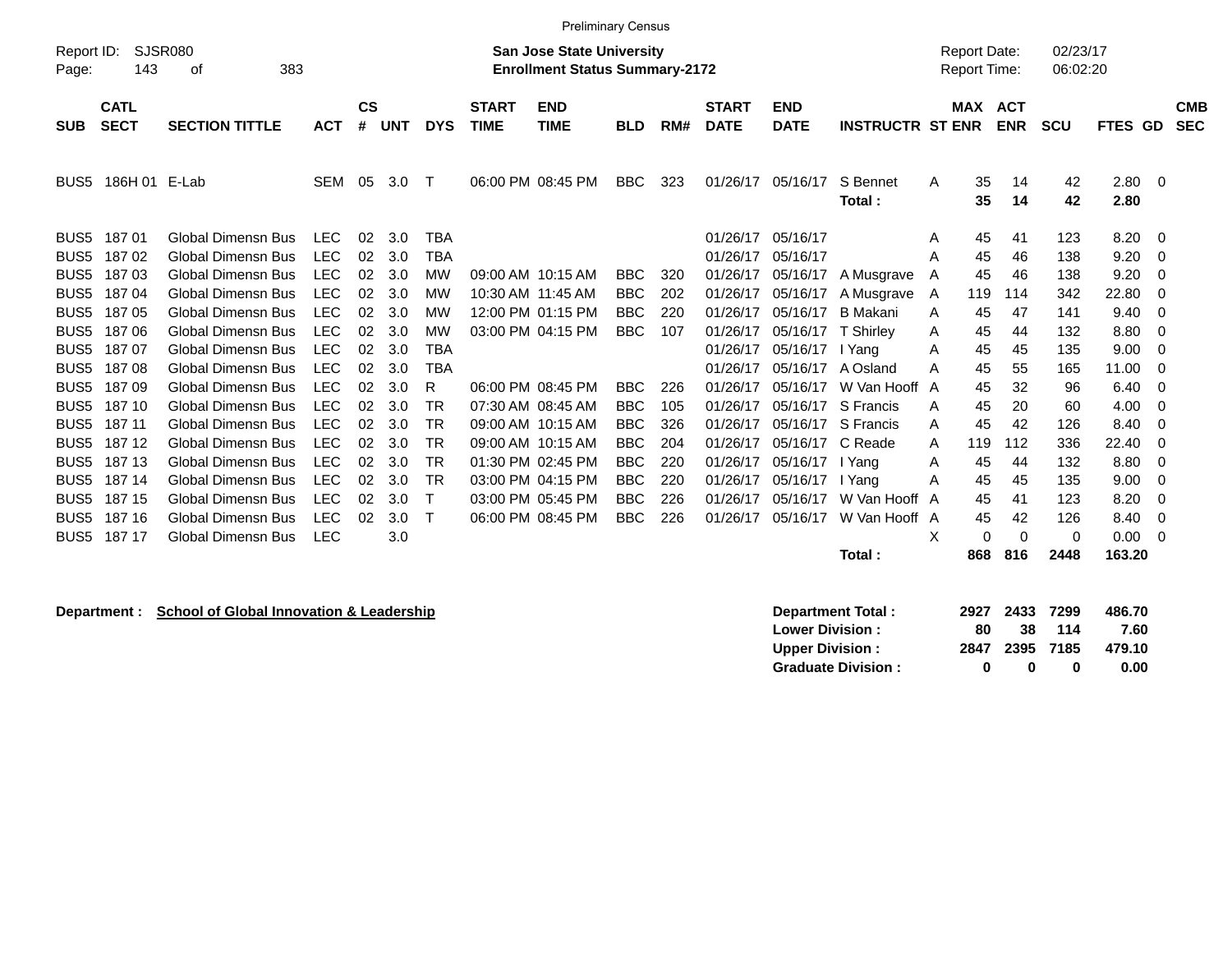Preliminary Census

Report ID: SJSR080
Page: 143 of 383

**San Jose State University**
**Enrollment Status Summary-2172**

Report Date: 02/23/17
Report Time: 06:02:20

| SUB | CATL SECT | SECTION TITTLE | ACT | CS # | UNT | DYS | START TIME | END TIME | BLD | RM# | START DATE | END DATE | INSTRUCTR | ST | MAX ENR | ACT ENR | SCU | FTES | GD | CMB SEC |
|---|---|---|---|---|---|---|---|---|---|---|---|---|---|---|---|---|---|---|---|---|
| BUS5 | 186H 01 | E-Lab | SEM | 05 | 3.0 | T | 06:00 PM | 08:45 PM | BBC | 323 | 01/26/17 | 05/16/17 | S Bennet | A | 35 | 14 | 42 | 2.80 | 0 | |
| | | | | | | | | | | | | | **Total :** | | **35** | **14** | **42** | **2.80** | | |
| BUS5 | 187 01 | Global Dimensn Bus | LEC | 02 | 3.0 | TBA | | | | | 01/26/17 | 05/16/17 | | A | 45 | 41 | 123 | 8.20 | 0 | |
| BUS5 | 187 02 | Global Dimensn Bus | LEC | 02 | 3.0 | TBA | | | | | 01/26/17 | 05/16/17 | | A | 45 | 46 | 138 | 9.20 | 0 | |
| BUS5 | 187 03 | Global Dimensn Bus | LEC | 02 | 3.0 | MW | 09:00 AM | 10:15 AM | BBC | 320 | 01/26/17 | 05/16/17 | A Musgrave | A | 45 | 46 | 138 | 9.20 | 0 | |
| BUS5 | 187 04 | Global Dimensn Bus | LEC | 02 | 3.0 | MW | 10:30 AM | 11:45 AM | BBC | 202 | 01/26/17 | 05/16/17 | A Musgrave | A | 119 | 114 | 342 | 22.80 | 0 | |
| BUS5 | 187 05 | Global Dimensn Bus | LEC | 02 | 3.0 | MW | 12:00 PM | 01:15 PM | BBC | 220 | 01/26/17 | 05/16/17 | B Makani | A | 45 | 47 | 141 | 9.40 | 0 | |
| BUS5 | 187 06 | Global Dimensn Bus | LEC | 02 | 3.0 | MW | 03:00 PM | 04:15 PM | BBC | 107 | 01/26/17 | 05/16/17 | T Shirley | A | 45 | 44 | 132 | 8.80 | 0 | |
| BUS5 | 187 07 | Global Dimensn Bus | LEC | 02 | 3.0 | TBA | | | | | 01/26/17 | 05/16/17 | I Yang | A | 45 | 45 | 135 | 9.00 | 0 | |
| BUS5 | 187 08 | Global Dimensn Bus | LEC | 02 | 3.0 | TBA | | | | | 01/26/17 | 05/16/17 | A Osland | A | 45 | 55 | 165 | 11.00 | 0 | |
| BUS5 | 187 09 | Global Dimensn Bus | LEC | 02 | 3.0 | R | 06:00 PM | 08:45 PM | BBC | 226 | 01/26/17 | 05/16/17 | W Van Hooff | A | 45 | 32 | 96 | 6.40 | 0 | |
| BUS5 | 187 10 | Global Dimensn Bus | LEC | 02 | 3.0 | TR | 07:30 AM | 08:45 AM | BBC | 105 | 01/26/17 | 05/16/17 | S Francis | A | 45 | 20 | 60 | 4.00 | 0 | |
| BUS5 | 187 11 | Global Dimensn Bus | LEC | 02 | 3.0 | TR | 09:00 AM | 10:15 AM | BBC | 326 | 01/26/17 | 05/16/17 | S Francis | A | 45 | 42 | 126 | 8.40 | 0 | |
| BUS5 | 187 12 | Global Dimensn Bus | LEC | 02 | 3.0 | TR | 09:00 AM | 10:15 AM | BBC | 204 | 01/26/17 | 05/16/17 | C Reade | A | 119 | 112 | 336 | 22.40 | 0 | |
| BUS5 | 187 13 | Global Dimensn Bus | LEC | 02 | 3.0 | TR | 01:30 PM | 02:45 PM | BBC | 220 | 01/26/17 | 05/16/17 | I Yang | A | 45 | 44 | 132 | 8.80 | 0 | |
| BUS5 | 187 14 | Global Dimensn Bus | LEC | 02 | 3.0 | TR | 03:00 PM | 04:15 PM | BBC | 220 | 01/26/17 | 05/16/17 | I Yang | A | 45 | 45 | 135 | 9.00 | 0 | |
| BUS5 | 187 15 | Global Dimensn Bus | LEC | 02 | 3.0 | T | 03:00 PM | 05:45 PM | BBC | 226 | 01/26/17 | 05/16/17 | W Van Hooff | A | 45 | 41 | 123 | 8.20 | 0 | |
| BUS5 | 187 16 | Global Dimensn Bus | LEC | 02 | 3.0 | T | 06:00 PM | 08:45 PM | BBC | 226 | 01/26/17 | 05/16/17 | W Van Hooff | A | 45 | 42 | 126 | 8.40 | 0 | |
| BUS5 | 187 17 | Global Dimensn Bus | LEC | | 3.0 | | | | | | | | | X | 0 | 0 | 0 | 0.00 | 0 | |
| | | | | | | | | | | | | | **Total :** | | **868** | **816** | **2448** | **163.20** | | |

**Department :** **School of Global Innovation & Leadership**

| | MAX ENR | ACT ENR | SCU | FTES |
|---|---|---|---|---|
| **Department Total :** | **2927** | **2433** | **7299** | **486.70** |
| **Lower Division :** | **80** | **38** | **114** | **7.60** |
| **Upper Division :** | **2847** | **2395** | **7185** | **479.10** |
| **Graduate Division :** | **0** | **0** | **0** | **0.00** |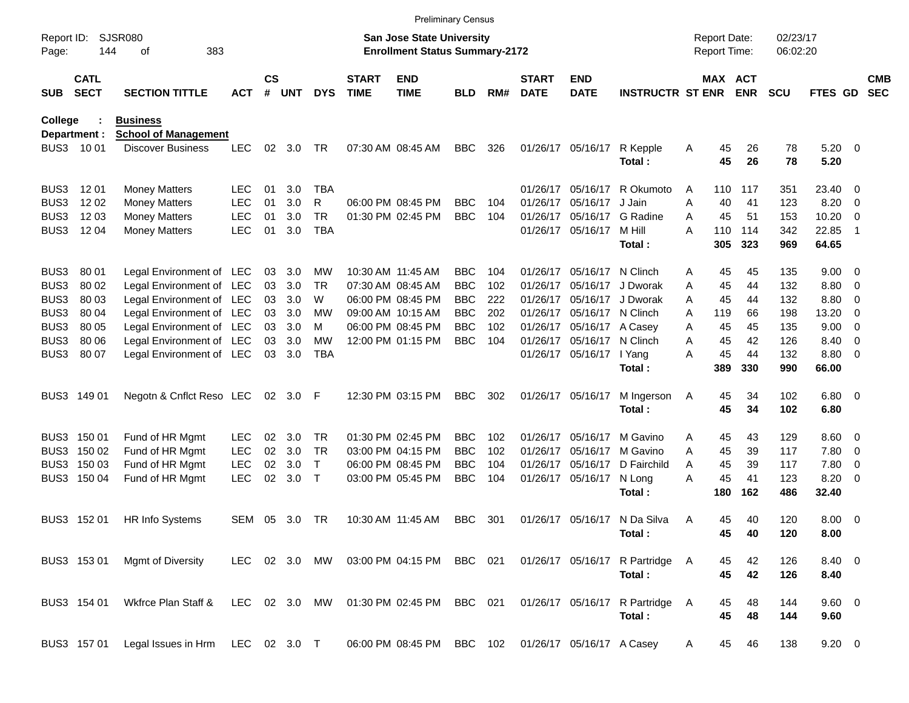Preliminary Census

Report ID: SJSR080

**San Jose State University**
**Enrollment Status Summary-2172**

Report Date: 02/23/17
Report Time: 06:02:20

| SUB | CATL SECT | SECTION TITTLE | ACT | CS # | UNT | DYS | START TIME | END TIME | BLD | RM# | START DATE | END DATE | INSTRUCTR | ST | MAX ENR | ACT ENR | SCU | FTES | GD | CMB SEC |
|---|---|---|---|---|---|---|---|---|---|---|---|---|---|---|---|---|---|---|---|---|
| **College :** | | **Business** | | | | | | | | | | | | | | | | | | |
| **Department :** | | **School of Management** | | | | | | | | | | | | | | | | | | |
| BUS3 | 10 01 | Discover Business | LEC | 02 | 3.0 | TR | 07:30 AM | 08:45 AM | BBC | 326 | 01/26/17 | 05/16/17 | R Kepple | A | 45 | 26 | 78 | 5.20 | 0 | |
| | | | | | | | | | | | | | **Total :** | | **45** | **26** | **78** | **5.20** | | |
| BUS3 | 12 01 | Money Matters | LEC | 01 | 3.0 | TBA | | | | | 01/26/17 | 05/16/17 | R Okumoto | A | 110 | 117 | 351 | 23.40 | 0 | |
| BUS3 | 12 02 | Money Matters | LEC | 01 | 3.0 | R | 06:00 PM | 08:45 PM | BBC | 104 | 01/26/17 | 05/16/17 | J Jain | A | 40 | 41 | 123 | 8.20 | 0 | |
| BUS3 | 12 03 | Money Matters | LEC | 01 | 3.0 | TR | 01:30 PM | 02:45 PM | BBC | 104 | 01/26/17 | 05/16/17 | G Radine | A | 45 | 51 | 153 | 10.20 | 0 | |
| BUS3 | 12 04 | Money Matters | LEC | 01 | 3.0 | TBA | | | | | 01/26/17 | 05/16/17 | M Hill | A | 110 | 114 | 342 | 22.85 | 1 | |
| | | | | | | | | | | | | | **Total :** | | **305** | **323** | **969** | **64.65** | | |
| BUS3 | 80 01 | Legal Environment of | LEC | 03 | 3.0 | MW | 10:30 AM | 11:45 AM | BBC | 104 | 01/26/17 | 05/16/17 | N Clinch | A | 45 | 45 | 135 | 9.00 | 0 | |
| BUS3 | 80 02 | Legal Environment of | LEC | 03 | 3.0 | TR | 07:30 AM | 08:45 AM | BBC | 102 | 01/26/17 | 05/16/17 | J Dworak | A | 45 | 44 | 132 | 8.80 | 0 | |
| BUS3 | 80 03 | Legal Environment of | LEC | 03 | 3.0 | W | 06:00 PM | 08:45 PM | BBC | 222 | 01/26/17 | 05/16/17 | J Dworak | A | 45 | 44 | 132 | 8.80 | 0 | |
| BUS3 | 80 04 | Legal Environment of | LEC | 03 | 3.0 | MW | 09:00 AM | 10:15 AM | BBC | 202 | 01/26/17 | 05/16/17 | N Clinch | A | 119 | 66 | 198 | 13.20 | 0 | |
| BUS3 | 80 05 | Legal Environment of | LEC | 03 | 3.0 | M | 06:00 PM | 08:45 PM | BBC | 102 | 01/26/17 | 05/16/17 | A Casey | A | 45 | 45 | 135 | 9.00 | 0 | |
| BUS3 | 80 06 | Legal Environment of | LEC | 03 | 3.0 | MW | 12:00 PM | 01:15 PM | BBC | 104 | 01/26/17 | 05/16/17 | N Clinch | A | 45 | 42 | 126 | 8.40 | 0 | |
| BUS3 | 80 07 | Legal Environment of | LEC | 03 | 3.0 | TBA | | | | | 01/26/17 | 05/16/17 | I Yang | A | 45 | 44 | 132 | 8.80 | 0 | |
| | | | | | | | | | | | | | **Total :** | | **389** | **330** | **990** | **66.00** | | |
| BUS3 | 149 01 | Negotn & Cnflct Reso | LEC | 02 | 3.0 | F | 12:30 PM | 03:15 PM | BBC | 302 | 01/26/17 | 05/16/17 | M Ingerson | A | 45 | 34 | 102 | 6.80 | 0 | |
| | | | | | | | | | | | | | **Total :** | | **45** | **34** | **102** | **6.80** | | |
| BUS3 | 150 01 | Fund of HR Mgmt | LEC | 02 | 3.0 | TR | 01:30 PM | 02:45 PM | BBC | 102 | 01/26/17 | 05/16/17 | M Gavino | A | 45 | 43 | 129 | 8.60 | 0 | |
| BUS3 | 150 02 | Fund of HR Mgmt | LEC | 02 | 3.0 | TR | 03:00 PM | 04:15 PM | BBC | 102 | 01/26/17 | 05/16/17 | M Gavino | A | 45 | 39 | 117 | 7.80 | 0 | |
| BUS3 | 150 03 | Fund of HR Mgmt | LEC | 02 | 3.0 | T | 06:00 PM | 08:45 PM | BBC | 104 | 01/26/17 | 05/16/17 | D Fairchild | A | 45 | 39 | 117 | 7.80 | 0 | |
| BUS3 | 150 04 | Fund of HR Mgmt | LEC | 02 | 3.0 | T | 03:00 PM | 05:45 PM | BBC | 104 | 01/26/17 | 05/16/17 | N Long | A | 45 | 41 | 123 | 8.20 | 0 | |
| | | | | | | | | | | | | | **Total :** | | **180** | **162** | **486** | **32.40** | | |
| BUS3 | 152 01 | HR Info Systems | SEM | 05 | 3.0 | TR | 10:30 AM | 11:45 AM | BBC | 301 | 01/26/17 | 05/16/17 | N Da Silva | A | 45 | 40 | 120 | 8.00 | 0 | |
| | | | | | | | | | | | | | **Total :** | | **45** | **40** | **120** | **8.00** | | |
| BUS3 | 153 01 | Mgmt of Diversity | LEC | 02 | 3.0 | MW | 03:00 PM | 04:15 PM | BBC | 021 | 01/26/17 | 05/16/17 | R Partridge | A | 45 | 42 | 126 | 8.40 | 0 | |
| | | | | | | | | | | | | | **Total :** | | **45** | **42** | **126** | **8.40** | | |
| BUS3 | 154 01 | Wkfrce Plan Staff & | LEC | 02 | 3.0 | MW | 01:30 PM | 02:45 PM | BBC | 021 | 01/26/17 | 05/16/17 | R Partridge | A | 45 | 48 | 144 | 9.60 | 0 | |
| | | | | | | | | | | | | | **Total :** | | **45** | **48** | **144** | **9.60** | | |
| BUS3 | 157 01 | Legal Issues in Hrm | LEC | 02 | 3.0 | T | 06:00 PM | 08:45 PM | BBC | 102 | 01/26/17 | 05/16/17 | A Casey | A | 45 | 46 | 138 | 9.20 | 0 | |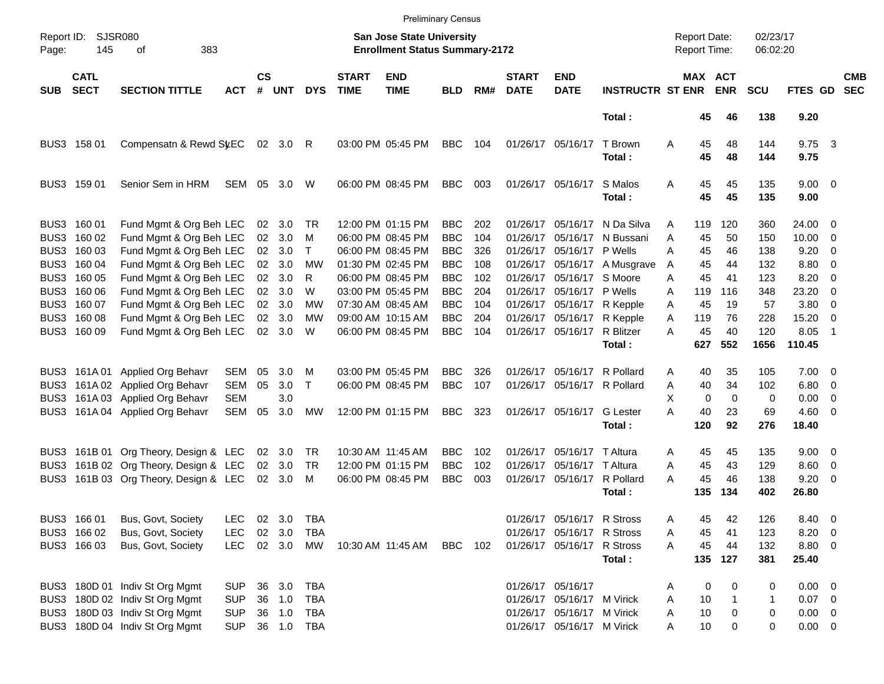Preliminary Census

Report ID: SJSR080
Page: 145 of 383

**San Jose State University**
**Enrollment Status Summary-2172**

Report Date: 02/23/17
Report Time: 06:02:20

| SUB | CATL SECT | SECTION TITTLE | ACT | CS # | UNT | DYS | START TIME | END TIME | BLD | RM# | START DATE | END DATE | INSTRUCTR | ST | MAX ENR | ACT ENR | SCU | FTES | GD | CMB SEC |
|---|---|---|---|---|---|---|---|---|---|---|---|---|---|---|---|---|---|---|---|---|
| | | | | | | | | | | | | | **Total :** | | **45** | **46** | **138** | **9.20** | | |
| BUS3 | 158 01 | Compensatn & Rewd Sy | LEC | 02 | 3.0 | R | 03:00 PM | 05:45 PM | BBC | 104 | 01/26/17 | 05/16/17 | T Brown | A | 45 | 48 | 144 | 9.75 | 3 | |
| | | | | | | | | | | | | | **Total :** | | **45** | **48** | **144** | **9.75** | | |
| BUS3 | 159 01 | Senior Sem in HRM | SEM | 05 | 3.0 | W | 06:00 PM | 08:45 PM | BBC | 003 | 01/26/17 | 05/16/17 | S Malos | A | 45 | 45 | 135 | 9.00 | 0 | |
| | | | | | | | | | | | | | **Total :** | | **45** | **45** | **135** | **9.00** | | |
| BUS3 | 160 01 | Fund Mgmt & Org Beh | LEC | 02 | 3.0 | TR | 12:00 PM | 01:15 PM | BBC | 202 | 01/26/17 | 05/16/17 | N Da Silva | A | 119 | 120 | 360 | 24.00 | 0 | |
| BUS3 | 160 02 | Fund Mgmt & Org Beh | LEC | 02 | 3.0 | M | 06:00 PM | 08:45 PM | BBC | 104 | 01/26/17 | 05/16/17 | N Bussani | A | 45 | 50 | 150 | 10.00 | 0 | |
| BUS3 | 160 03 | Fund Mgmt & Org Beh | LEC | 02 | 3.0 | T | 06:00 PM | 08:45 PM | BBC | 326 | 01/26/17 | 05/16/17 | P Wells | A | 45 | 46 | 138 | 9.20 | 0 | |
| BUS3 | 160 04 | Fund Mgmt & Org Beh | LEC | 02 | 3.0 | MW | 01:30 PM | 02:45 PM | BBC | 108 | 01/26/17 | 05/16/17 | A Musgrave | A | 45 | 44 | 132 | 8.80 | 0 | |
| BUS3 | 160 05 | Fund Mgmt & Org Beh | LEC | 02 | 3.0 | R | 06:00 PM | 08:45 PM | BBC | 102 | 01/26/17 | 05/16/17 | S Moore | A | 45 | 41 | 123 | 8.20 | 0 | |
| BUS3 | 160 06 | Fund Mgmt & Org Beh | LEC | 02 | 3.0 | W | 03:00 PM | 05:45 PM | BBC | 204 | 01/26/17 | 05/16/17 | P Wells | A | 119 | 116 | 348 | 23.20 | 0 | |
| BUS3 | 160 07 | Fund Mgmt & Org Beh | LEC | 02 | 3.0 | MW | 07:30 AM | 08:45 AM | BBC | 104 | 01/26/17 | 05/16/17 | R Kepple | A | 45 | 19 | 57 | 3.80 | 0 | |
| BUS3 | 160 08 | Fund Mgmt & Org Beh | LEC | 02 | 3.0 | MW | 09:00 AM | 10:15 AM | BBC | 204 | 01/26/17 | 05/16/17 | R Kepple | A | 119 | 76 | 228 | 15.20 | 0 | |
| BUS3 | 160 09 | Fund Mgmt & Org Beh | LEC | 02 | 3.0 | W | 06:00 PM | 08:45 PM | BBC | 104 | 01/26/17 | 05/16/17 | R Blitzer | A | 45 | 40 | 120 | 8.05 | 1 | |
| | | | | | | | | | | | | | **Total :** | | **627** | **552** | **1656** | **110.45** | | |
| BUS3 | 161A 01 | Applied Org Behavr | SEM | 05 | 3.0 | M | 03:00 PM | 05:45 PM | BBC | 326 | 01/26/17 | 05/16/17 | R Pollard | A | 40 | 35 | 105 | 7.00 | 0 | |
| BUS3 | 161A 02 | Applied Org Behavr | SEM | 05 | 3.0 | T | 06:00 PM | 08:45 PM | BBC | 107 | 01/26/17 | 05/16/17 | R Pollard | A | 40 | 34 | 102 | 6.80 | 0 | |
| BUS3 | 161A 03 | Applied Org Behavr | SEM | | 3.0 | | | | | | | | | X | 0 | 0 | 0 | 0.00 | 0 | |
| BUS3 | 161A 04 | Applied Org Behavr | SEM | 05 | 3.0 | MW | 12:00 PM | 01:15 PM | BBC | 323 | 01/26/17 | 05/16/17 | G Lester | A | 40 | 23 | 69 | 4.60 | 0 | |
| | | | | | | | | | | | | | **Total :** | | **120** | **92** | **276** | **18.40** | | |
| BUS3 | 161B 01 | Org Theory, Design & | LEC | 02 | 3.0 | TR | 10:30 AM | 11:45 AM | BBC | 102 | 01/26/17 | 05/16/17 | T Altura | A | 45 | 45 | 135 | 9.00 | 0 | |
| BUS3 | 161B 02 | Org Theory, Design & | LEC | 02 | 3.0 | TR | 12:00 PM | 01:15 PM | BBC | 102 | 01/26/17 | 05/16/17 | T Altura | A | 45 | 43 | 129 | 8.60 | 0 | |
| BUS3 | 161B 03 | Org Theory, Design & | LEC | 02 | 3.0 | M | 06:00 PM | 08:45 PM | BBC | 003 | 01/26/17 | 05/16/17 | R Pollard | A | 45 | 46 | 138 | 9.20 | 0 | |
| | | | | | | | | | | | | | **Total :** | | **135** | **134** | **402** | **26.80** | | |
| BUS3 | 166 01 | Bus, Govt, Society | LEC | 02 | 3.0 | TBA | | | | | 01/26/17 | 05/16/17 | R Stross | A | 45 | 42 | 126 | 8.40 | 0 | |
| BUS3 | 166 02 | Bus, Govt, Society | LEC | 02 | 3.0 | TBA | | | | | 01/26/17 | 05/16/17 | R Stross | A | 45 | 41 | 123 | 8.20 | 0 | |
| BUS3 | 166 03 | Bus, Govt, Society | LEC | 02 | 3.0 | MW | 10:30 AM | 11:45 AM | BBC | 102 | 01/26/17 | 05/16/17 | R Stross | A | 45 | 44 | 132 | 8.80 | 0 | |
| | | | | | | | | | | | | | **Total :** | | **135** | **127** | **381** | **25.40** | | |
| BUS3 | 180D 01 | Indiv St Org Mgmt | SUP | 36 | 3.0 | TBA | | | | | 01/26/17 | 05/16/17 | | A | 0 | 0 | 0 | 0.00 | 0 | |
| BUS3 | 180D 02 | Indiv St Org Mgmt | SUP | 36 | 1.0 | TBA | | | | | 01/26/17 | 05/16/17 | M Virick | A | 10 | 1 | 1 | 0.07 | 0 | |
| BUS3 | 180D 03 | Indiv St Org Mgmt | SUP | 36 | 1.0 | TBA | | | | | 01/26/17 | 05/16/17 | M Virick | A | 10 | 0 | 0 | 0.00 | 0 | |
| BUS3 | 180D 04 | Indiv St Org Mgmt | SUP | 36 | 1.0 | TBA | | | | | 01/26/17 | 05/16/17 | M Virick | A | 10 | 0 | 0 | 0.00 | 0 | |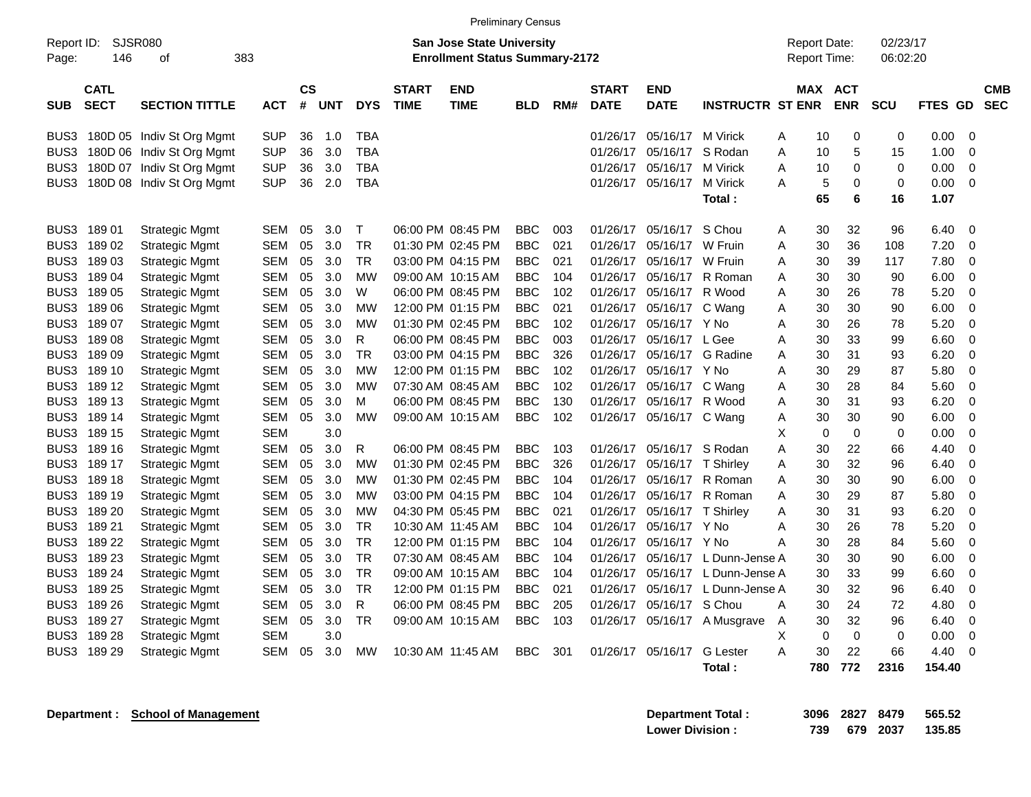Preliminary Census

Report ID: SJSR080
Page: 146 of 383

**San Jose State University**
**Enrollment Status Summary-2172**

Report Date: 02/23/17
Report Time: 06:02:20

| SUB | CATL SECT | SECTION TITTLE | ACT | CS # | UNT | DYS | START TIME | END TIME | BLD | RM# | START DATE | END DATE | INSTRUCTR | ST | MAX ENR | ACT ENR | SCU | FTES | GD | CMB SEC |
|---|---|---|---|---|---|---|---|---|---|---|---|---|---|---|---|---|---|---|---|---|
| BUS3 | 180D 05 | Indiv St Org Mgmt | SUP | 36 | 1.0 | TBA | | | | | 01/26/17 | 05/16/17 | M Virick | A | 10 | 0 | 0 | 0.00 | 0 | |
| BUS3 | 180D 06 | Indiv St Org Mgmt | SUP | 36 | 3.0 | TBA | | | | | 01/26/17 | 05/16/17 | S Rodan | A | 10 | 5 | 15 | 1.00 | 0 | |
| BUS3 | 180D 07 | Indiv St Org Mgmt | SUP | 36 | 3.0 | TBA | | | | | 01/26/17 | 05/16/17 | M Virick | A | 10 | 0 | 0 | 0.00 | 0 | |
| BUS3 | 180D 08 | Indiv St Org Mgmt | SUP | 36 | 2.0 | TBA | | | | | 01/26/17 | 05/16/17 | M Virick | A | 5 | 0 | 0 | 0.00 | 0 | |
| | | | | | | | | | | | | | **Total :** | | **65** | **6** | **16** | **1.07** | | |
| BUS3 | 189 01 | Strategic Mgmt | SEM | 05 | 3.0 | T | 06:00 PM | 08:45 PM | BBC | 003 | 01/26/17 | 05/16/17 | S Chou | A | 30 | 32 | 96 | 6.40 | 0 | |
| BUS3 | 189 02 | Strategic Mgmt | SEM | 05 | 3.0 | TR | 01:30 PM | 02:45 PM | BBC | 021 | 01/26/17 | 05/16/17 | W Fruin | A | 30 | 36 | 108 | 7.20 | 0 | |
| BUS3 | 189 03 | Strategic Mgmt | SEM | 05 | 3.0 | TR | 03:00 PM | 04:15 PM | BBC | 021 | 01/26/17 | 05/16/17 | W Fruin | A | 30 | 39 | 117 | 7.80 | 0 | |
| BUS3 | 189 04 | Strategic Mgmt | SEM | 05 | 3.0 | MW | 09:00 AM | 10:15 AM | BBC | 104 | 01/26/17 | 05/16/17 | R Roman | A | 30 | 30 | 90 | 6.00 | 0 | |
| BUS3 | 189 05 | Strategic Mgmt | SEM | 05 | 3.0 | W | 06:00 PM | 08:45 PM | BBC | 102 | 01/26/17 | 05/16/17 | R Wood | A | 30 | 26 | 78 | 5.20 | 0 | |
| BUS3 | 189 06 | Strategic Mgmt | SEM | 05 | 3.0 | MW | 12:00 PM | 01:15 PM | BBC | 021 | 01/26/17 | 05/16/17 | C Wang | A | 30 | 30 | 90 | 6.00 | 0 | |
| BUS3 | 189 07 | Strategic Mgmt | SEM | 05 | 3.0 | MW | 01:30 PM | 02:45 PM | BBC | 102 | 01/26/17 | 05/16/17 | Y No | A | 30 | 26 | 78 | 5.20 | 0 | |
| BUS3 | 189 08 | Strategic Mgmt | SEM | 05 | 3.0 | R | 06:00 PM | 08:45 PM | BBC | 003 | 01/26/17 | 05/16/17 | L Gee | A | 30 | 33 | 99 | 6.60 | 0 | |
| BUS3 | 189 09 | Strategic Mgmt | SEM | 05 | 3.0 | TR | 03:00 PM | 04:15 PM | BBC | 326 | 01/26/17 | 05/16/17 | G Radine | A | 30 | 31 | 93 | 6.20 | 0 | |
| BUS3 | 189 10 | Strategic Mgmt | SEM | 05 | 3.0 | MW | 12:00 PM | 01:15 PM | BBC | 102 | 01/26/17 | 05/16/17 | Y No | A | 30 | 29 | 87 | 5.80 | 0 | |
| BUS3 | 189 12 | Strategic Mgmt | SEM | 05 | 3.0 | MW | 07:30 AM | 08:45 AM | BBC | 102 | 01/26/17 | 05/16/17 | C Wang | A | 30 | 28 | 84 | 5.60 | 0 | |
| BUS3 | 189 13 | Strategic Mgmt | SEM | 05 | 3.0 | M | 06:00 PM | 08:45 PM | BBC | 130 | 01/26/17 | 05/16/17 | R Wood | A | 30 | 31 | 93 | 6.20 | 0 | |
| BUS3 | 189 14 | Strategic Mgmt | SEM | 05 | 3.0 | MW | 09:00 AM | 10:15 AM | BBC | 102 | 01/26/17 | 05/16/17 | C Wang | A | 30 | 30 | 90 | 6.00 | 0 | |
| BUS3 | 189 15 | Strategic Mgmt | SEM | | 3.0 | | | | | | | | | X | 0 | 0 | 0 | 0.00 | 0 | |
| BUS3 | 189 16 | Strategic Mgmt | SEM | 05 | 3.0 | R | 06:00 PM | 08:45 PM | BBC | 103 | 01/26/17 | 05/16/17 | S Rodan | A | 30 | 22 | 66 | 4.40 | 0 | |
| BUS3 | 189 17 | Strategic Mgmt | SEM | 05 | 3.0 | MW | 01:30 PM | 02:45 PM | BBC | 326 | 01/26/17 | 05/16/17 | T Shirley | A | 30 | 32 | 96 | 6.40 | 0 | |
| BUS3 | 189 18 | Strategic Mgmt | SEM | 05 | 3.0 | MW | 01:30 PM | 02:45 PM | BBC | 104 | 01/26/17 | 05/16/17 | R Roman | A | 30 | 30 | 90 | 6.00 | 0 | |
| BUS3 | 189 19 | Strategic Mgmt | SEM | 05 | 3.0 | MW | 03:00 PM | 04:15 PM | BBC | 104 | 01/26/17 | 05/16/17 | R Roman | A | 30 | 29 | 87 | 5.80 | 0 | |
| BUS3 | 189 20 | Strategic Mgmt | SEM | 05 | 3.0 | MW | 04:30 PM | 05:45 PM | BBC | 021 | 01/26/17 | 05/16/17 | T Shirley | A | 30 | 31 | 93 | 6.20 | 0 | |
| BUS3 | 189 21 | Strategic Mgmt | SEM | 05 | 3.0 | TR | 10:30 AM | 11:45 AM | BBC | 104 | 01/26/17 | 05/16/17 | Y No | A | 30 | 26 | 78 | 5.20 | 0 | |
| BUS3 | 189 22 | Strategic Mgmt | SEM | 05 | 3.0 | TR | 12:00 PM | 01:15 PM | BBC | 104 | 01/26/17 | 05/16/17 | Y No | A | 30 | 28 | 84 | 5.60 | 0 | |
| BUS3 | 189 23 | Strategic Mgmt | SEM | 05 | 3.0 | TR | 07:30 AM | 08:45 AM | BBC | 104 | 01/26/17 | 05/16/17 | L Dunn-Jense | A | 30 | 30 | 90 | 6.00 | 0 | |
| BUS3 | 189 24 | Strategic Mgmt | SEM | 05 | 3.0 | TR | 09:00 AM | 10:15 AM | BBC | 104 | 01/26/17 | 05/16/17 | L Dunn-Jense | A | 30 | 33 | 99 | 6.60 | 0 | |
| BUS3 | 189 25 | Strategic Mgmt | SEM | 05 | 3.0 | TR | 12:00 PM | 01:15 PM | BBC | 021 | 01/26/17 | 05/16/17 | L Dunn-Jense | A | 30 | 32 | 96 | 6.40 | 0 | |
| BUS3 | 189 26 | Strategic Mgmt | SEM | 05 | 3.0 | R | 06:00 PM | 08:45 PM | BBC | 205 | 01/26/17 | 05/16/17 | S Chou | A | 30 | 24 | 72 | 4.80 | 0 | |
| BUS3 | 189 27 | Strategic Mgmt | SEM | 05 | 3.0 | TR | 09:00 AM | 10:15 AM | BBC | 103 | 01/26/17 | 05/16/17 | A Musgrave | A | 30 | 32 | 96 | 6.40 | 0 | |
| BUS3 | 189 28 | Strategic Mgmt | SEM | | 3.0 | | | | | | | | | X | 0 | 0 | 0 | 0.00 | 0 | |
| BUS3 | 189 29 | Strategic Mgmt | SEM | 05 | 3.0 | MW | 10:30 AM | 11:45 AM | BBC | 301 | 01/26/17 | 05/16/17 | G Lester | A | 30 | 22 | 66 | 4.40 | 0 | |
| | | | | | | | | | | | | | **Total :** | | **780** | **772** | **2316** | **154.40** | | |

**Department :** **School of Management**

| | MAX ENR | ACT ENR | SCU | FTES |
|---|---|---|---|---|
| **Department Total :** | **3096** | **2827** | **8479** | **565.52** |
| **Lower Division :** | **739** | **679** | **2037** | **135.85** |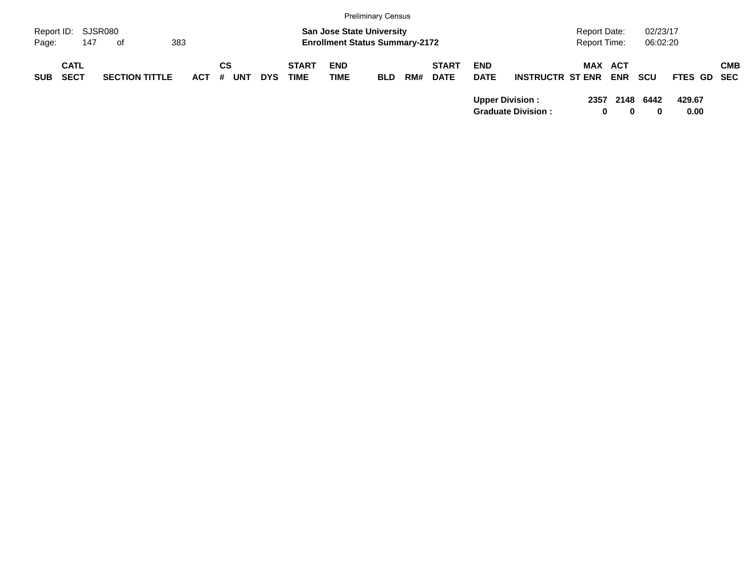| SUB | CATL SECT | SECTION TITTLE | ACT | CS # | UNT | DYS | START TIME | END TIME | BLD | RM# | START DATE | END DATE | INSTRUCTR | ST | MAX ENR | ACT ENR | SCU | FTES | GD | CMB SEC |
|---|---|---|---|---|---|---|---|---|---|---|---|---|---|---|---|---|---|---|---|---|
| | | | | | | | | | | | | **Upper Division :** | | | **2357** | **2148** | **6442** | **429.67** | | |
| | | | | | | | | | | | | **Graduate Division :** | | | **0** | **0** | **0** | **0.00** | | |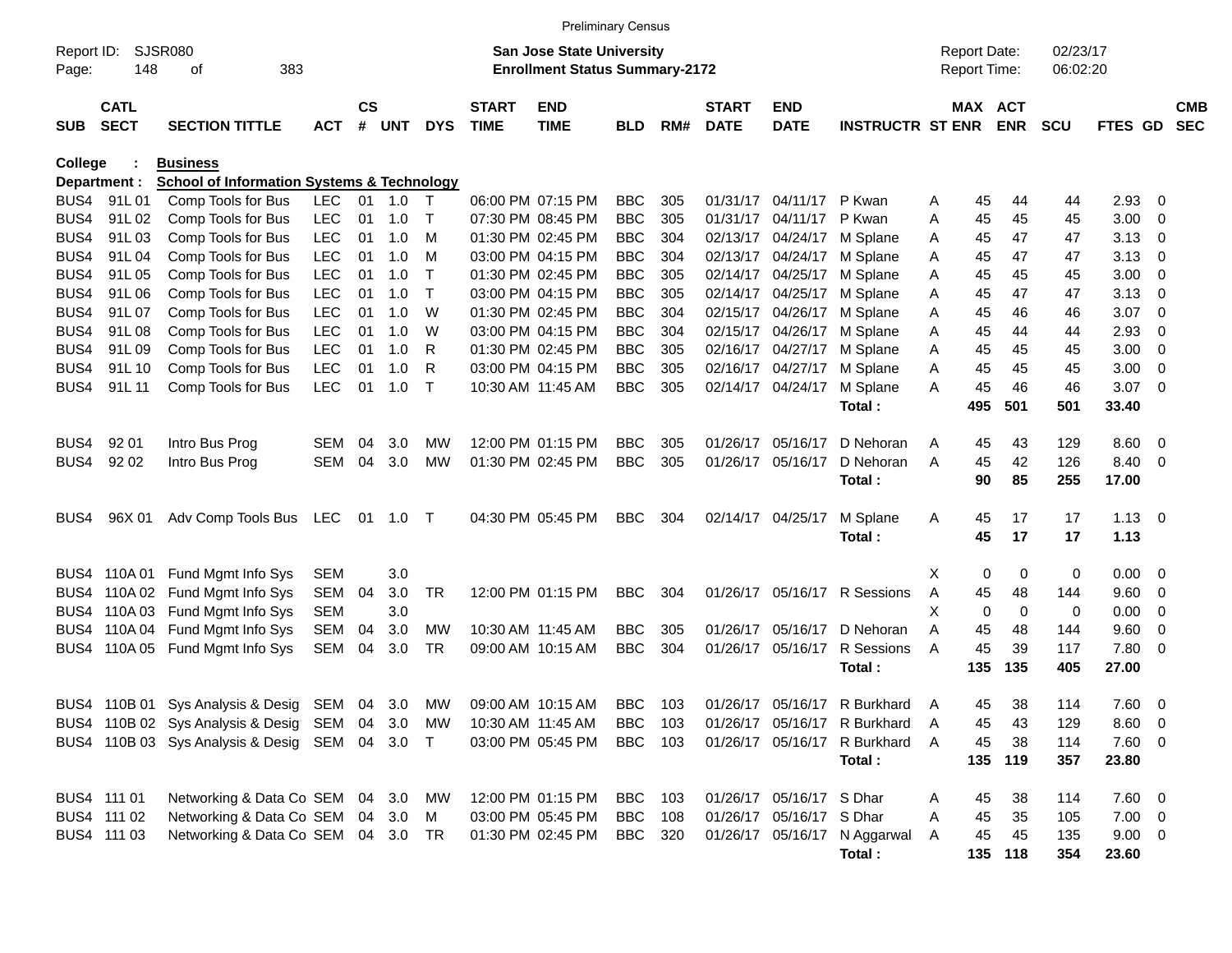Preliminary Census

Report ID: SJSR080 | San Jose State University | Report Date: 02/23/17
Page: 148 of 383 | Enrollment Status Summary-2172 | Report Time: 06:02:20

| SUB | CATL SECT | SECTION TITTLE | ACT | CS # | UNT | DYS | START TIME | END TIME | BLD | RM# | START DATE | END DATE | INSTRUCTR | ST | MAX ENR | ACT ENR | SCU | FTES | GD | CMB SEC |
|---|---|---|---|---|---|---|---|---|---|---|---|---|---|---|---|---|---|---|---|---|
| **College : Business** | | | | | | | | | | | | | | | | | | | | |
| **Department : School of Information Systems & Technology** | | | | | | | | | | | | | | | | | | | | |
| BUS4 | 91L 01 | Comp Tools for Bus | LEC | 01 | 1.0 | T | 06:00 PM | 07:15 PM | BBC | 305 | 01/31/17 | 04/11/17 | P Kwan | A | 45 | 44 | 44 | 2.93 | 0 | |
| BUS4 | 91L 02 | Comp Tools for Bus | LEC | 01 | 1.0 | T | 07:30 PM | 08:45 PM | BBC | 305 | 01/31/17 | 04/11/17 | P Kwan | A | 45 | 45 | 45 | 3.00 | 0 | |
| BUS4 | 91L 03 | Comp Tools for Bus | LEC | 01 | 1.0 | M | 01:30 PM | 02:45 PM | BBC | 304 | 02/13/17 | 04/24/17 | M Splane | A | 45 | 47 | 47 | 3.13 | 0 | |
| BUS4 | 91L 04 | Comp Tools for Bus | LEC | 01 | 1.0 | M | 03:00 PM | 04:15 PM | BBC | 304 | 02/13/17 | 04/24/17 | M Splane | A | 45 | 47 | 47 | 3.13 | 0 | |
| BUS4 | 91L 05 | Comp Tools for Bus | LEC | 01 | 1.0 | T | 01:30 PM | 02:45 PM | BBC | 305 | 02/14/17 | 04/25/17 | M Splane | A | 45 | 45 | 45 | 3.00 | 0 | |
| BUS4 | 91L 06 | Comp Tools for Bus | LEC | 01 | 1.0 | T | 03:00 PM | 04:15 PM | BBC | 305 | 02/14/17 | 04/25/17 | M Splane | A | 45 | 47 | 47 | 3.13 | 0 | |
| BUS4 | 91L 07 | Comp Tools for Bus | LEC | 01 | 1.0 | W | 01:30 PM | 02:45 PM | BBC | 304 | 02/15/17 | 04/26/17 | M Splane | A | 45 | 46 | 46 | 3.07 | 0 | |
| BUS4 | 91L 08 | Comp Tools for Bus | LEC | 01 | 1.0 | W | 03:00 PM | 04:15 PM | BBC | 304 | 02/15/17 | 04/26/17 | M Splane | A | 45 | 44 | 44 | 2.93 | 0 | |
| BUS4 | 91L 09 | Comp Tools for Bus | LEC | 01 | 1.0 | R | 01:30 PM | 02:45 PM | BBC | 305 | 02/16/17 | 04/27/17 | M Splane | A | 45 | 45 | 45 | 3.00 | 0 | |
| BUS4 | 91L 10 | Comp Tools for Bus | LEC | 01 | 1.0 | R | 03:00 PM | 04:15 PM | BBC | 305 | 02/16/17 | 04/27/17 | M Splane | A | 45 | 45 | 45 | 3.00 | 0 | |
| BUS4 | 91L 11 | Comp Tools for Bus | LEC | 01 | 1.0 | T | 10:30 AM | 11:45 AM | BBC | 305 | 02/14/17 | 04/24/17 | M Splane | A | 45 | 46 | 46 | 3.07 | 0 | |
| | | | | | | | | | | | | | **Total :** | | **495** | **501** | **501** | **33.40** | | |
| BUS4 | 92 01 | Intro Bus Prog | SEM | 04 | 3.0 | MW | 12:00 PM | 01:15 PM | BBC | 305 | 01/26/17 | 05/16/17 | D Nehoran | A | 45 | 43 | 129 | 8.60 | 0 | |
| BUS4 | 92 02 | Intro Bus Prog | SEM | 04 | 3.0 | MW | 01:30 PM | 02:45 PM | BBC | 305 | 01/26/17 | 05/16/17 | D Nehoran | A | 45 | 42 | 126 | 8.40 | 0 | |
| | | | | | | | | | | | | | **Total :** | | **90** | **85** | **255** | **17.00** | | |
| BUS4 | 96X 01 | Adv Comp Tools Bus | LEC | 01 | 1.0 | T | 04:30 PM | 05:45 PM | BBC | 304 | 02/14/17 | 04/25/17 | M Splane | A | 45 | 17 | 17 | 1.13 | 0 | |
| | | | | | | | | | | | | | **Total :** | | **45** | **17** | **17** | **1.13** | | |
| BUS4 | 110A 01 | Fund Mgmt Info Sys | SEM | | 3.0 | | | | | | | | | X | 0 | 0 | 0 | 0.00 | 0 | |
| BUS4 | 110A 02 | Fund Mgmt Info Sys | SEM | 04 | 3.0 | TR | 12:00 PM | 01:15 PM | BBC | 304 | 01/26/17 | 05/16/17 | R Sessions | A | 45 | 48 | 144 | 9.60 | 0 | |
| BUS4 | 110A 03 | Fund Mgmt Info Sys | SEM | | 3.0 | | | | | | | | | X | 0 | 0 | 0 | 0.00 | 0 | |
| BUS4 | 110A 04 | Fund Mgmt Info Sys | SEM | 04 | 3.0 | MW | 10:30 AM | 11:45 AM | BBC | 305 | 01/26/17 | 05/16/17 | D Nehoran | A | 45 | 48 | 144 | 9.60 | 0 | |
| BUS4 | 110A 05 | Fund Mgmt Info Sys | SEM | 04 | 3.0 | TR | 09:00 AM | 10:15 AM | BBC | 304 | 01/26/17 | 05/16/17 | R Sessions | A | 45 | 39 | 117 | 7.80 | 0 | |
| | | | | | | | | | | | | | **Total :** | | **135** | **135** | **405** | **27.00** | | |
| BUS4 | 110B 01 | Sys Analysis & Desig | SEM | 04 | 3.0 | MW | 09:00 AM | 10:15 AM | BBC | 103 | 01/26/17 | 05/16/17 | R Burkhard | A | 45 | 38 | 114 | 7.60 | 0 | |
| BUS4 | 110B 02 | Sys Analysis & Desig | SEM | 04 | 3.0 | MW | 10:30 AM | 11:45 AM | BBC | 103 | 01/26/17 | 05/16/17 | R Burkhard | A | 45 | 43 | 129 | 8.60 | 0 | |
| BUS4 | 110B 03 | Sys Analysis & Desig | SEM | 04 | 3.0 | T | 03:00 PM | 05:45 PM | BBC | 103 | 01/26/17 | 05/16/17 | R Burkhard | A | 45 | 38 | 114 | 7.60 | 0 | |
| | | | | | | | | | | | | | **Total :** | | **135** | **119** | **357** | **23.80** | | |
| BUS4 | 111 01 | Networking & Data Co | SEM | 04 | 3.0 | MW | 12:00 PM | 01:15 PM | BBC | 103 | 01/26/17 | 05/16/17 | S Dhar | A | 45 | 38 | 114 | 7.60 | 0 | |
| BUS4 | 111 02 | Networking & Data Co | SEM | 04 | 3.0 | M | 03:00 PM | 05:45 PM | BBC | 108 | 01/26/17 | 05/16/17 | S Dhar | A | 45 | 35 | 105 | 7.00 | 0 | |
| BUS4 | 111 03 | Networking & Data Co | SEM | 04 | 3.0 | TR | 01:30 PM | 02:45 PM | BBC | 320 | 01/26/17 | 05/16/17 | N Aggarwal | A | 45 | 45 | 135 | 9.00 | 0 | |
| | | | | | | | | | | | | | **Total :** | | **135** | **118** | **354** | **23.60** | | |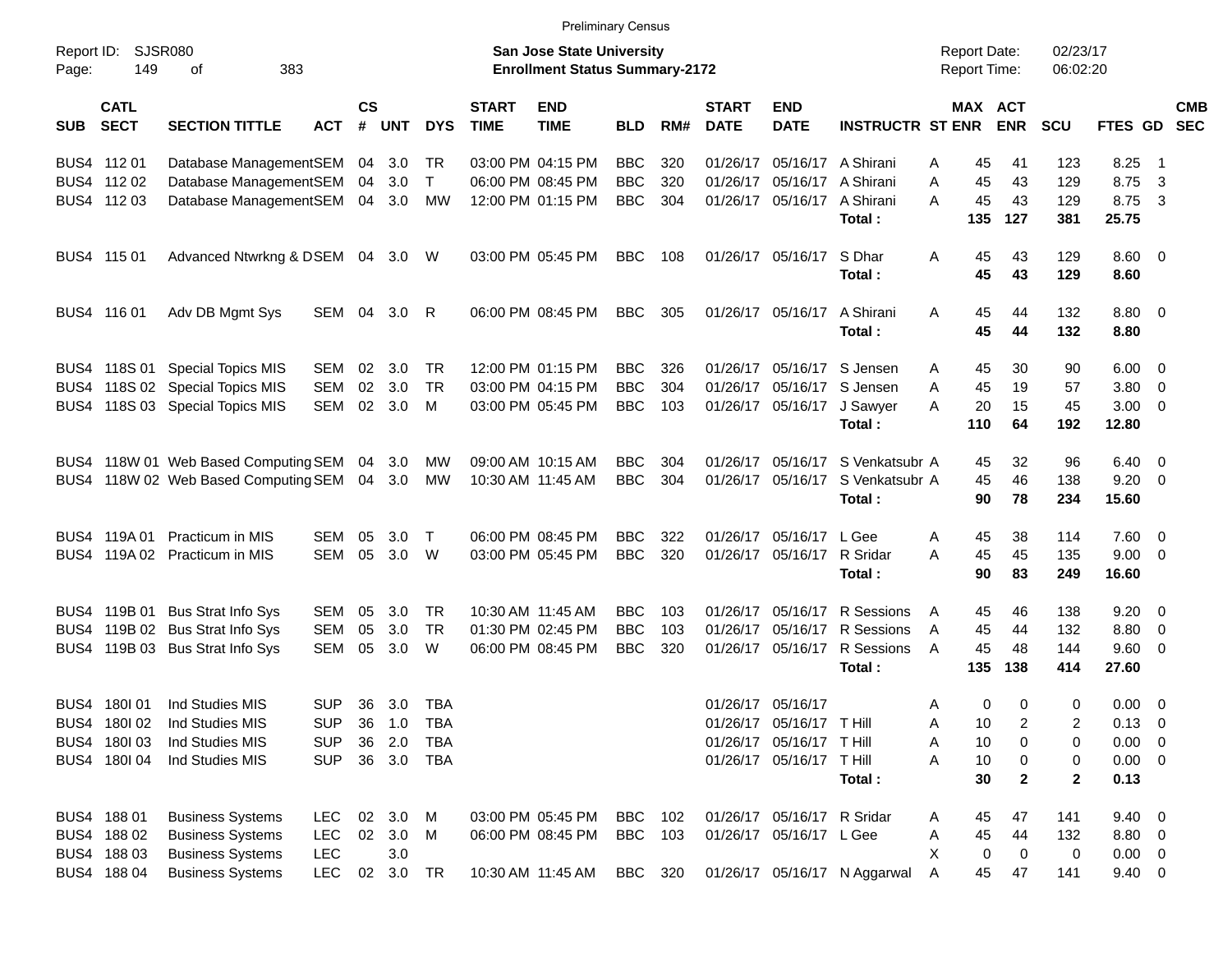Preliminary Census

Report ID: SJSR080

**San Jose State University**
**Enrollment Status Summary-2172**

Report Date: 02/23/17
Report Time: 06:02:20

| SUB | CATL SECT | SECTION TITTLE | ACT | CS # | UNT | DYS | START TIME | END TIME | BLD | RM# | START DATE | END DATE | INSTRUCTR | ST | MAX ENR | ACT ENR | SCU | FTES | GD | CMB SEC |
|---|---|---|---|---|---|---|---|---|---|---|---|---|---|---|---|---|---|---|---|---|
| BUS4 | 112 01 | Database Management | SEM | 04 | 3.0 | TR | 03:00 PM | 04:15 PM | BBC | 320 | 01/26/17 | 05/16/17 | A Shirani | A | 45 | 41 | 123 | 8.25 | 1 | |
| BUS4 | 112 02 | Database Management | SEM | 04 | 3.0 | T | 06:00 PM | 08:45 PM | BBC | 320 | 01/26/17 | 05/16/17 | A Shirani | A | 45 | 43 | 129 | 8.75 | 3 | |
| BUS4 | 112 03 | Database Management | SEM | 04 | 3.0 | MW | 12:00 PM | 01:15 PM | BBC | 304 | 01/26/17 | 05/16/17 | A Shirani | A | 45 | 43 | 129 | 8.75 | 3 | |
| | | | | | | | | | | | | | **Total :** | | **135** | **127** | **381** | **25.75** | | |
| BUS4 | 115 01 | Advanced Ntwrkng & D | SEM | 04 | 3.0 | W | 03:00 PM | 05:45 PM | BBC | 108 | 01/26/17 | 05/16/17 | S Dhar | A | 45 | 43 | 129 | 8.60 | 0 | |
| | | | | | | | | | | | | | **Total :** | | **45** | **43** | **129** | **8.60** | | |
| BUS4 | 116 01 | Adv DB Mgmt Sys | SEM | 04 | 3.0 | R | 06:00 PM | 08:45 PM | BBC | 305 | 01/26/17 | 05/16/17 | A Shirani | A | 45 | 44 | 132 | 8.80 | 0 | |
| | | | | | | | | | | | | | **Total :** | | **45** | **44** | **132** | **8.80** | | |
| BUS4 | 118S 01 | Special Topics MIS | SEM | 02 | 3.0 | TR | 12:00 PM | 01:15 PM | BBC | 326 | 01/26/17 | 05/16/17 | S Jensen | A | 45 | 30 | 90 | 6.00 | 0 | |
| BUS4 | 118S 02 | Special Topics MIS | SEM | 02 | 3.0 | TR | 03:00 PM | 04:15 PM | BBC | 304 | 01/26/17 | 05/16/17 | S Jensen | A | 45 | 19 | 57 | 3.80 | 0 | |
| BUS4 | 118S 03 | Special Topics MIS | SEM | 02 | 3.0 | M | 03:00 PM | 05:45 PM | BBC | 103 | 01/26/17 | 05/16/17 | J Sawyer | A | 20 | 15 | 45 | 3.00 | 0 | |
| | | | | | | | | | | | | | **Total :** | | **110** | **64** | **192** | **12.80** | | |
| BUS4 | 118W 01 | Web Based Computing | SEM | 04 | 3.0 | MW | 09:00 AM | 10:15 AM | BBC | 304 | 01/26/17 | 05/16/17 | S Venkatsubr | A | 45 | 32 | 96 | 6.40 | 0 | |
| BUS4 | 118W 02 | Web Based Computing | SEM | 04 | 3.0 | MW | 10:30 AM | 11:45 AM | BBC | 304 | 01/26/17 | 05/16/17 | S Venkatsubr | A | 45 | 46 | 138 | 9.20 | 0 | |
| | | | | | | | | | | | | | **Total :** | | **90** | **78** | **234** | **15.60** | | |
| BUS4 | 119A 01 | Practicum in MIS | SEM | 05 | 3.0 | T | 06:00 PM | 08:45 PM | BBC | 322 | 01/26/17 | 05/16/17 | L Gee | A | 45 | 38 | 114 | 7.60 | 0 | |
| BUS4 | 119A 02 | Practicum in MIS | SEM | 05 | 3.0 | W | 03:00 PM | 05:45 PM | BBC | 320 | 01/26/17 | 05/16/17 | R Sridar | A | 45 | 45 | 135 | 9.00 | 0 | |
| | | | | | | | | | | | | | **Total :** | | **90** | **83** | **249** | **16.60** | | |
| BUS4 | 119B 01 | Bus Strat Info Sys | SEM | 05 | 3.0 | TR | 10:30 AM | 11:45 AM | BBC | 103 | 01/26/17 | 05/16/17 | R Sessions | A | 45 | 46 | 138 | 9.20 | 0 | |
| BUS4 | 119B 02 | Bus Strat Info Sys | SEM | 05 | 3.0 | TR | 01:30 PM | 02:45 PM | BBC | 103 | 01/26/17 | 05/16/17 | R Sessions | A | 45 | 44 | 132 | 8.80 | 0 | |
| BUS4 | 119B 03 | Bus Strat Info Sys | SEM | 05 | 3.0 | W | 06:00 PM | 08:45 PM | BBC | 320 | 01/26/17 | 05/16/17 | R Sessions | A | 45 | 48 | 144 | 9.60 | 0 | |
| | | | | | | | | | | | | | **Total :** | | **135** | **138** | **414** | **27.60** | | |
| BUS4 | 180I 01 | Ind Studies MIS | SUP | 36 | 3.0 | TBA | | | | | 01/26/17 | 05/16/17 | | A | 0 | 0 | 0 | 0.00 | 0 | |
| BUS4 | 180I 02 | Ind Studies MIS | SUP | 36 | 1.0 | TBA | | | | | 01/26/17 | 05/16/17 | T Hill | A | 10 | 2 | 2 | 0.13 | 0 | |
| BUS4 | 180I 03 | Ind Studies MIS | SUP | 36 | 2.0 | TBA | | | | | 01/26/17 | 05/16/17 | T Hill | A | 10 | 0 | 0 | 0.00 | 0 | |
| BUS4 | 180I 04 | Ind Studies MIS | SUP | 36 | 3.0 | TBA | | | | | 01/26/17 | 05/16/17 | T Hill | A | 10 | 0 | 0 | 0.00 | 0 | |
| | | | | | | | | | | | | | **Total :** | | **30** | **2** | **2** | **0.13** | | |
| BUS4 | 188 01 | Business Systems | LEC | 02 | 3.0 | M | 03:00 PM | 05:45 PM | BBC | 102 | 01/26/17 | 05/16/17 | R Sridar | A | 45 | 47 | 141 | 9.40 | 0 | |
| BUS4 | 188 02 | Business Systems | LEC | 02 | 3.0 | M | 06:00 PM | 08:45 PM | BBC | 103 | 01/26/17 | 05/16/17 | L Gee | A | 45 | 44 | 132 | 8.80 | 0 | |
| BUS4 | 188 03 | Business Systems | LEC | | 3.0 | | | | | | | | | X | 0 | 0 | 0 | 0.00 | 0 | |
| BUS4 | 188 04 | Business Systems | LEC | 02 | 3.0 | TR | 10:30 AM | 11:45 AM | BBC | 320 | 01/26/17 | 05/16/17 | N Aggarwal | A | 45 | 47 | 141 | 9.40 | 0 | |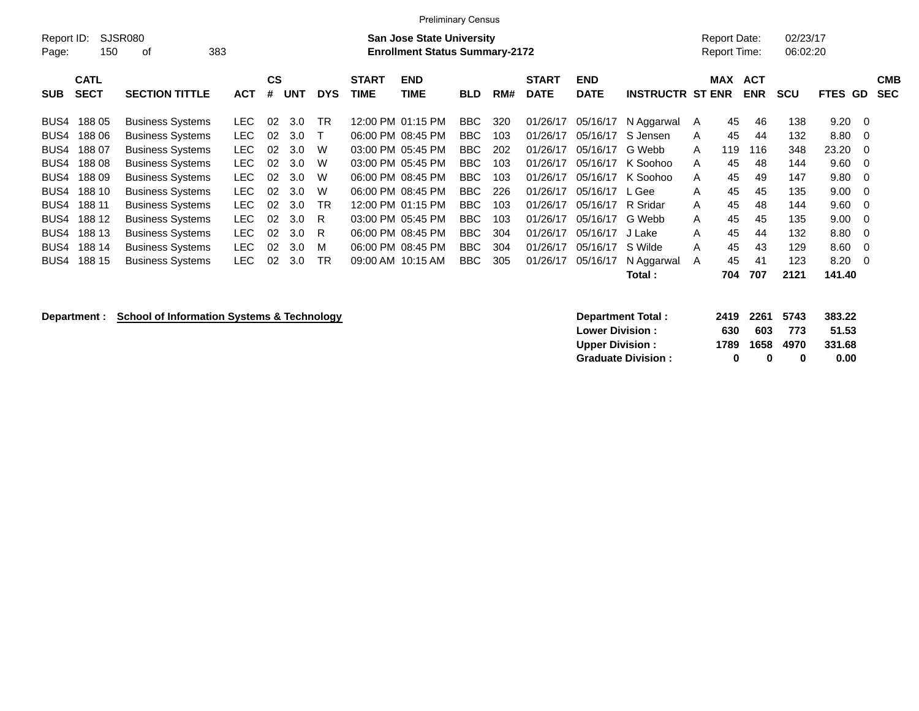Preliminary Census

Report ID: SJSR080
Page: 150 of 383

**San Jose State University**
**Enrollment Status Summary-2172**

Report Date: 02/23/17
Report Time: 06:02:20

| SUB | CATL SECT | SECTION TITTLE | ACT | CS # | UNT | DYS | START TIME | END TIME | BLD | RM# | START DATE | END DATE | INSTRUCTR | ST | MAX ENR | ACT ENR | SCU | FTES | GD | CMB SEC |
|---|---|---|---|---|---|---|---|---|---|---|---|---|---|---|---|---|---|---|---|---|
| BUS4 | 188 05 | Business Systems | LEC | 02 | 3.0 | TR | 12:00 PM | 01:15 PM | BBC | 320 | 01/26/17 | 05/16/17 | N Aggarwal | A | 45 | 46 | 138 | 9.20 | 0 | |
| BUS4 | 188 06 | Business Systems | LEC | 02 | 3.0 | T | 06:00 PM | 08:45 PM | BBC | 103 | 01/26/17 | 05/16/17 | S Jensen | A | 45 | 44 | 132 | 8.80 | 0 | |
| BUS4 | 188 07 | Business Systems | LEC | 02 | 3.0 | W | 03:00 PM | 05:45 PM | BBC | 202 | 01/26/17 | 05/16/17 | G Webb | A | 119 | 116 | 348 | 23.20 | 0 | |
| BUS4 | 188 08 | Business Systems | LEC | 02 | 3.0 | W | 03:00 PM | 05:45 PM | BBC | 103 | 01/26/17 | 05/16/17 | K Soohoo | A | 45 | 48 | 144 | 9.60 | 0 | |
| BUS4 | 188 09 | Business Systems | LEC | 02 | 3.0 | W | 06:00 PM | 08:45 PM | BBC | 103 | 01/26/17 | 05/16/17 | K Soohoo | A | 45 | 49 | 147 | 9.80 | 0 | |
| BUS4 | 188 10 | Business Systems | LEC | 02 | 3.0 | W | 06:00 PM | 08:45 PM | BBC | 226 | 01/26/17 | 05/16/17 | L Gee | A | 45 | 45 | 135 | 9.00 | 0 | |
| BUS4 | 188 11 | Business Systems | LEC | 02 | 3.0 | TR | 12:00 PM | 01:15 PM | BBC | 103 | 01/26/17 | 05/16/17 | R Sridar | A | 45 | 48 | 144 | 9.60 | 0 | |
| BUS4 | 188 12 | Business Systems | LEC | 02 | 3.0 | R | 03:00 PM | 05:45 PM | BBC | 103 | 01/26/17 | 05/16/17 | G Webb | A | 45 | 45 | 135 | 9.00 | 0 | |
| BUS4 | 188 13 | Business Systems | LEC | 02 | 3.0 | R | 06:00 PM | 08:45 PM | BBC | 304 | 01/26/17 | 05/16/17 | J Lake | A | 45 | 44 | 132 | 8.80 | 0 | |
| BUS4 | 188 14 | Business Systems | LEC | 02 | 3.0 | M | 06:00 PM | 08:45 PM | BBC | 304 | 01/26/17 | 05/16/17 | S Wilde | A | 45 | 43 | 129 | 8.60 | 0 | |
| BUS4 | 188 15 | Business Systems | LEC | 02 | 3.0 | TR | 09:00 AM | 10:15 AM | BBC | 305 | 01/26/17 | 05/16/17 | N Aggarwal | A | 45 | 41 | 123 | 8.20 | 0 | |
| | | | | | | | | | | | | | **Total :** | | **704** | **707** | **2121** | **141.40** | | |

**Department : School of Information Systems & Technology**

| | MAX ENR | ACT ENR | SCU | FTES |
|---|---|---|---|---|
| **Department Total :** | **2419** | **2261** | **5743** | **383.22** |
| **Lower Division :** | **630** | **603** | **773** | **51.53** |
| **Upper Division :** | **1789** | **1658** | **4970** | **331.68** |
| **Graduate Division :** | **0** | **0** | **0** | **0.00** |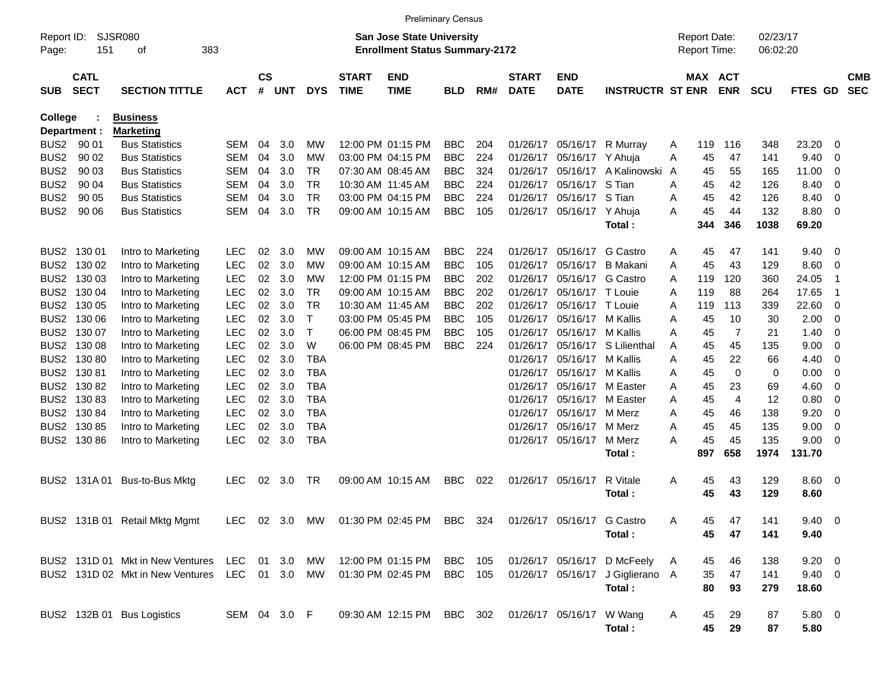Preliminary Census

Report ID: SJSR080
Page: 151 of 383

**San Jose State University**
**Enrollment Status Summary-2172**

Report Date: 02/23/17
Report Time: 06:02:20

College : **Business**
Department : **Marketing**

| SUB | CATL SECT | SECTION TITTLE | ACT | CS # | UNT | DYS | START TIME | END TIME | BLD | RM# | START DATE | END DATE | INSTRUCTR | ST | MAX ENR | ACT ENR | SCU | FTES | GD | CMB SEC |
|---|---|---|---|---|---|---|---|---|---|---|---|---|---|---|---|---|---|---|---|---|
| BUS2 | 90 01 | Bus Statistics | SEM | 04 | 3.0 | MW | 12:00 PM | 01:15 PM | BBC | 204 | 01/26/17 | 05/16/17 | R Murray | A | 119 | 116 | 348 | 23.20 | 0 | |
| BUS2 | 90 02 | Bus Statistics | SEM | 04 | 3.0 | MW | 03:00 PM | 04:15 PM | BBC | 224 | 01/26/17 | 05/16/17 | Y Ahuja | A | 45 | 47 | 141 | 9.40 | 0 | |
| BUS2 | 90 03 | Bus Statistics | SEM | 04 | 3.0 | TR | 07:30 AM | 08:45 AM | BBC | 324 | 01/26/17 | 05/16/17 | A Kalinowski | A | 45 | 55 | 165 | 11.00 | 0 | |
| BUS2 | 90 04 | Bus Statistics | SEM | 04 | 3.0 | TR | 10:30 AM | 11:45 AM | BBC | 224 | 01/26/17 | 05/16/17 | S Tian | A | 45 | 42 | 126 | 8.40 | 0 | |
| BUS2 | 90 05 | Bus Statistics | SEM | 04 | 3.0 | TR | 03:00 PM | 04:15 PM | BBC | 224 | 01/26/17 | 05/16/17 | S Tian | A | 45 | 42 | 126 | 8.40 | 0 | |
| BUS2 | 90 06 | Bus Statistics | SEM | 04 | 3.0 | TR | 09:00 AM | 10:15 AM | BBC | 105 | 01/26/17 | 05/16/17 | Y Ahuja | A | 45 | 44 | 132 | 8.80 | 0 | |
| | | | | | | | | | | | | | **Total :** | | **344** | **346** | **1038** | **69.20** | | |
| BUS2 | 130 01 | Intro to Marketing | LEC | 02 | 3.0 | MW | 09:00 AM | 10:15 AM | BBC | 224 | 01/26/17 | 05/16/17 | G Castro | A | 45 | 47 | 141 | 9.40 | 0 | |
| BUS2 | 130 02 | Intro to Marketing | LEC | 02 | 3.0 | MW | 09:00 AM | 10:15 AM | BBC | 105 | 01/26/17 | 05/16/17 | B Makani | A | 45 | 43 | 129 | 8.60 | 0 | |
| BUS2 | 130 03 | Intro to Marketing | LEC | 02 | 3.0 | MW | 12:00 PM | 01:15 PM | BBC | 202 | 01/26/17 | 05/16/17 | G Castro | A | 119 | 120 | 360 | 24.05 | 1 | |
| BUS2 | 130 04 | Intro to Marketing | LEC | 02 | 3.0 | TR | 09:00 AM | 10:15 AM | BBC | 202 | 01/26/17 | 05/16/17 | T Louie | A | 119 | 88 | 264 | 17.65 | 1 | |
| BUS2 | 130 05 | Intro to Marketing | LEC | 02 | 3.0 | TR | 10:30 AM | 11:45 AM | BBC | 202 | 01/26/17 | 05/16/17 | T Louie | A | 119 | 113 | 339 | 22.60 | 0 | |
| BUS2 | 130 06 | Intro to Marketing | LEC | 02 | 3.0 | T | 03:00 PM | 05:45 PM | BBC | 105 | 01/26/17 | 05/16/17 | M Kallis | A | 45 | 10 | 30 | 2.00 | 0 | |
| BUS2 | 130 07 | Intro to Marketing | LEC | 02 | 3.0 | T | 06:00 PM | 08:45 PM | BBC | 105 | 01/26/17 | 05/16/17 | M Kallis | A | 45 | 7 | 21 | 1.40 | 0 | |
| BUS2 | 130 08 | Intro to Marketing | LEC | 02 | 3.0 | W | 06:00 PM | 08:45 PM | BBC | 224 | 01/26/17 | 05/16/17 | S Lilienthal | A | 45 | 45 | 135 | 9.00 | 0 | |
| BUS2 | 130 80 | Intro to Marketing | LEC | 02 | 3.0 | TBA | | | | | 01/26/17 | 05/16/17 | M Kallis | A | 45 | 22 | 66 | 4.40 | 0 | |
| BUS2 | 130 81 | Intro to Marketing | LEC | 02 | 3.0 | TBA | | | | | 01/26/17 | 05/16/17 | M Kallis | A | 45 | 0 | 0 | 0.00 | 0 | |
| BUS2 | 130 82 | Intro to Marketing | LEC | 02 | 3.0 | TBA | | | | | 01/26/17 | 05/16/17 | M Easter | A | 45 | 23 | 69 | 4.60 | 0 | |
| BUS2 | 130 83 | Intro to Marketing | LEC | 02 | 3.0 | TBA | | | | | 01/26/17 | 05/16/17 | M Easter | A | 45 | 4 | 12 | 0.80 | 0 | |
| BUS2 | 130 84 | Intro to Marketing | LEC | 02 | 3.0 | TBA | | | | | 01/26/17 | 05/16/17 | M Merz | A | 45 | 46 | 138 | 9.20 | 0 | |
| BUS2 | 130 85 | Intro to Marketing | LEC | 02 | 3.0 | TBA | | | | | 01/26/17 | 05/16/17 | M Merz | A | 45 | 45 | 135 | 9.00 | 0 | |
| BUS2 | 130 86 | Intro to Marketing | LEC | 02 | 3.0 | TBA | | | | | 01/26/17 | 05/16/17 | M Merz | A | 45 | 45 | 135 | 9.00 | 0 | |
| | | | | | | | | | | | | | **Total :** | | **897** | **658** | **1974** | **131.70** | | |
| BUS2 | 131A 01 | Bus-to-Bus Mktg | LEC | 02 | 3.0 | TR | 09:00 AM | 10:15 AM | BBC | 022 | 01/26/17 | 05/16/17 | R Vitale | A | 45 | 43 | 129 | 8.60 | 0 | |
| | | | | | | | | | | | | | **Total :** | | **45** | **43** | **129** | **8.60** | | |
| BUS2 | 131B 01 | Retail Mktg Mgmt | LEC | 02 | 3.0 | MW | 01:30 PM | 02:45 PM | BBC | 324 | 01/26/17 | 05/16/17 | G Castro | A | 45 | 47 | 141 | 9.40 | 0 | |
| | | | | | | | | | | | | | **Total :** | | **45** | **47** | **141** | **9.40** | | |
| BUS2 | 131D 01 | Mkt in New Ventures | LEC | 01 | 3.0 | MW | 12:00 PM | 01:15 PM | BBC | 105 | 01/26/17 | 05/16/17 | D McFeely | A | 45 | 46 | 138 | 9.20 | 0 | |
| BUS2 | 131D 02 | Mkt in New Ventures | LEC | 01 | 3.0 | MW | 01:30 PM | 02:45 PM | BBC | 105 | 01/26/17 | 05/16/17 | J Giglierano | A | 35 | 47 | 141 | 9.40 | 0 | |
| | | | | | | | | | | | | | **Total :** | | **80** | **93** | **279** | **18.60** | | |
| BUS2 | 132B 01 | Bus Logistics | SEM | 04 | 3.0 | F | 09:30 AM | 12:15 PM | BBC | 302 | 01/26/17 | 05/16/17 | W Wang | A | 45 | 29 | 87 | 5.80 | 0 | |
| | | | | | | | | | | | | | **Total :** | | **45** | **29** | **87** | **5.80** | | |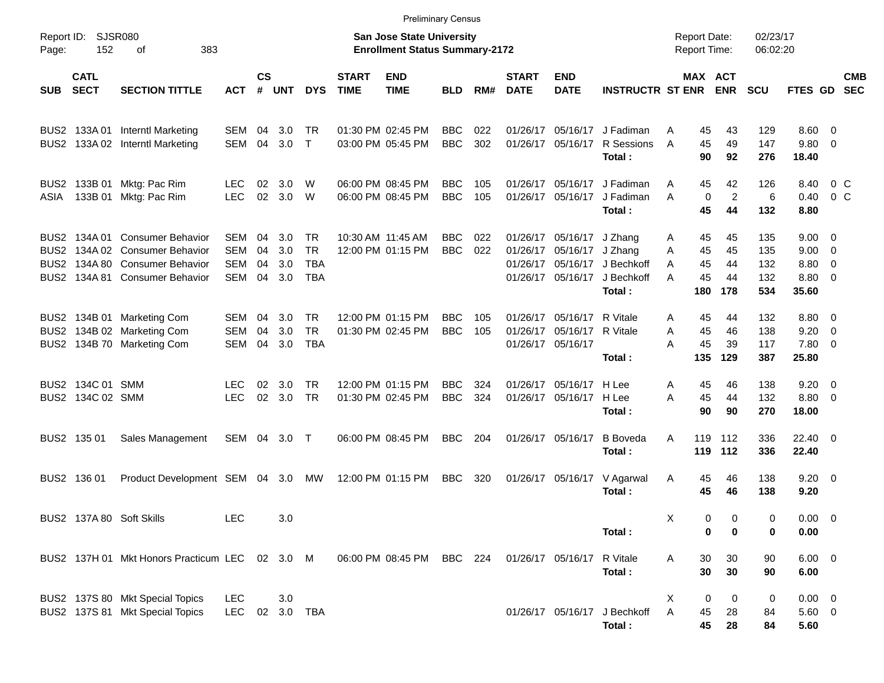Preliminary Census

Report ID: SJSR080 | Page: 152 of 383

**San Jose State University**
**Enrollment Status Summary-2172**

Report Date: 02/23/17
Report Time: 06:02:20

| SUB | CATL SECT | SECTION TITTLE | ACT | CS # | UNT | DYS | START TIME | END TIME | BLD | RM# | START DATE | END DATE | INSTRUCTR | ST | MAX ENR | ACT ENR | SCU | FTES | GD | CMB SEC |
|---|---|---|---|---|---|---|---|---|---|---|---|---|---|---|---|---|---|---|---|---|
| BUS2 | 133A 01 | Interntl Marketing | SEM | 04 | 3.0 | TR | 01:30 PM | 02:45 PM | BBC | 022 | 01/26/17 | 05/16/17 | J Fadiman | A | 45 | 43 | 129 | 8.60 | 0 | |
| BUS2 | 133A 02 | Interntl Marketing | SEM | 04 | 3.0 | T | 03:00 PM | 05:45 PM | BBC | 302 | 01/26/17 | 05/16/17 | R Sessions | A | 45 | 49 | 147 | 9.80 | 0 | |
| | | | | | | | | | | | | | **Total :** | | **90** | **92** | **276** | **18.40** | | |
| BUS2 | 133B 01 | Mktg: Pac Rim | LEC | 02 | 3.0 | W | 06:00 PM | 08:45 PM | BBC | 105 | 01/26/17 | 05/16/17 | J Fadiman | A | 45 | 42 | 126 | 8.40 | 0 | C |
| ASIA | 133B 01 | Mktg: Pac Rim | LEC | 02 | 3.0 | W | 06:00 PM | 08:45 PM | BBC | 105 | 01/26/17 | 05/16/17 | J Fadiman | A | 0 | 2 | 6 | 0.40 | 0 | C |
| | | | | | | | | | | | | | **Total :** | | **45** | **44** | **132** | **8.80** | | |
| BUS2 | 134A 01 | Consumer Behavior | SEM | 04 | 3.0 | TR | 10:30 AM | 11:45 AM | BBC | 022 | 01/26/17 | 05/16/17 | J Zhang | A | 45 | 45 | 135 | 9.00 | 0 | |
| BUS2 | 134A 02 | Consumer Behavior | SEM | 04 | 3.0 | TR | 12:00 PM | 01:15 PM | BBC | 022 | 01/26/17 | 05/16/17 | J Zhang | A | 45 | 45 | 135 | 9.00 | 0 | |
| BUS2 | 134A 80 | Consumer Behavior | SEM | 04 | 3.0 | TBA | | | | | 01/26/17 | 05/16/17 | J Bechkoff | A | 45 | 44 | 132 | 8.80 | 0 | |
| BUS2 | 134A 81 | Consumer Behavior | SEM | 04 | 3.0 | TBA | | | | | 01/26/17 | 05/16/17 | J Bechkoff | A | 45 | 44 | 132 | 8.80 | 0 | |
| | | | | | | | | | | | | | **Total :** | | **180** | **178** | **534** | **35.60** | | |
| BUS2 | 134B 01 | Marketing Com | SEM | 04 | 3.0 | TR | 12:00 PM | 01:15 PM | BBC | 105 | 01/26/17 | 05/16/17 | R Vitale | A | 45 | 44 | 132 | 8.80 | 0 | |
| BUS2 | 134B 02 | Marketing Com | SEM | 04 | 3.0 | TR | 01:30 PM | 02:45 PM | BBC | 105 | 01/26/17 | 05/16/17 | R Vitale | A | 45 | 46 | 138 | 9.20 | 0 | |
| BUS2 | 134B 70 | Marketing Com | SEM | 04 | 3.0 | TBA | | | | | 01/26/17 | 05/16/17 | | A | 45 | 39 | 117 | 7.80 | 0 | |
| | | | | | | | | | | | | | **Total :** | | **135** | **129** | **387** | **25.80** | | |
| BUS2 | 134C 01 | SMM | LEC | 02 | 3.0 | TR | 12:00 PM | 01:15 PM | BBC | 324 | 01/26/17 | 05/16/17 | H Lee | A | 45 | 46 | 138 | 9.20 | 0 | |
| BUS2 | 134C 02 | SMM | LEC | 02 | 3.0 | TR | 01:30 PM | 02:45 PM | BBC | 324 | 01/26/17 | 05/16/17 | H Lee | A | 45 | 44 | 132 | 8.80 | 0 | |
| | | | | | | | | | | | | | **Total :** | | **90** | **90** | **270** | **18.00** | | |
| BUS2 | 135 01 | Sales Management | SEM | 04 | 3.0 | T | 06:00 PM | 08:45 PM | BBC | 204 | 01/26/17 | 05/16/17 | B Boveda | A | 119 | 112 | 336 | 22.40 | 0 | |
| | | | | | | | | | | | | | **Total :** | | **119** | **112** | **336** | **22.40** | | |
| BUS2 | 136 01 | Product Development | SEM | 04 | 3.0 | MW | 12:00 PM | 01:15 PM | BBC | 320 | 01/26/17 | 05/16/17 | V Agarwal | A | 45 | 46 | 138 | 9.20 | 0 | |
| | | | | | | | | | | | | | **Total :** | | **45** | **46** | **138** | **9.20** | | |
| BUS2 | 137A 80 | Soft Skills | LEC | | 3.0 | | | | | | | | | X | 0 | 0 | 0 | 0.00 | 0 | |
| | | | | | | | | | | | | | **Total :** | | **0** | **0** | **0** | **0.00** | | |
| BUS2 | 137H 01 | Mkt Honors Practicum | LEC | 02 | 3.0 | M | 06:00 PM | 08:45 PM | BBC | 224 | 01/26/17 | 05/16/17 | R Vitale | A | 30 | 30 | 90 | 6.00 | 0 | |
| | | | | | | | | | | | | | **Total :** | | **30** | **30** | **90** | **6.00** | | |
| BUS2 | 137S 80 | Mkt Special Topics | LEC | | 3.0 | | | | | | | | | X | 0 | 0 | 0 | 0.00 | 0 | |
| BUS2 | 137S 81 | Mkt Special Topics | LEC | 02 | 3.0 | TBA | | | | | 01/26/17 | 05/16/17 | J Bechkoff | A | 45 | 28 | 84 | 5.60 | 0 | |
| | | | | | | | | | | | | | **Total :** | | **45** | **28** | **84** | **5.60** | | |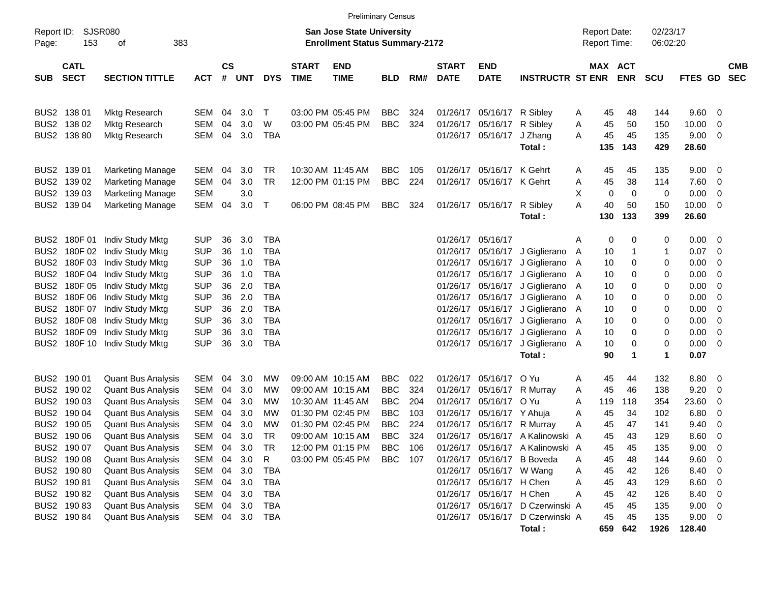Preliminary Census

Report ID: SJSR080
Page: 153 of 383

**San Jose State University**
**Enrollment Status Summary-2172**

Report Date: 02/23/17
Report Time: 06:02:20

| SUB | CATL SECT | SECTION TITTLE | ACT | CS # | UNT | DYS | START TIME | END TIME | BLD | RM# | START DATE | END DATE | INSTRUCTR | ST | MAX ENR | ACT ENR | SCU | FTES | GD | CMB SEC |
|---|---|---|---|---|---|---|---|---|---|---|---|---|---|---|---|---|---|---|---|---|
| BUS2 | 138 01 | Mktg Research | SEM | 04 | 3.0 | T | 03:00 PM | 05:45 PM | BBC | 324 | 01/26/17 | 05/16/17 | R Sibley | A | 45 | 48 | 144 | 9.60 | 0 | |
| BUS2 | 138 02 | Mktg Research | SEM | 04 | 3.0 | W | 03:00 PM | 05:45 PM | BBC | 324 | 01/26/17 | 05/16/17 | R Sibley | A | 45 | 50 | 150 | 10.00 | 0 | |
| BUS2 | 138 80 | Mktg Research | SEM | 04 | 3.0 | TBA | | | | | 01/26/17 | 05/16/17 | J Zhang | A | 45 | 45 | 135 | 9.00 | 0 | |
| | | | | | | | | | | | | | **Total :** | | **135** | **143** | **429** | **28.60** | | |
| BUS2 | 139 01 | Marketing Manage | SEM | 04 | 3.0 | TR | 10:30 AM | 11:45 AM | BBC | 105 | 01/26/17 | 05/16/17 | K Gehrt | A | 45 | 45 | 135 | 9.00 | 0 | |
| BUS2 | 139 02 | Marketing Manage | SEM | 04 | 3.0 | TR | 12:00 PM | 01:15 PM | BBC | 224 | 01/26/17 | 05/16/17 | K Gehrt | A | 45 | 38 | 114 | 7.60 | 0 | |
| BUS2 | 139 03 | Marketing Manage | SEM | | 3.0 | | | | | | | | | X | 0 | 0 | 0 | 0.00 | 0 | |
| BUS2 | 139 04 | Marketing Manage | SEM | 04 | 3.0 | T | 06:00 PM | 08:45 PM | BBC | 324 | 01/26/17 | 05/16/17 | R Sibley | A | 40 | 50 | 150 | 10.00 | 0 | |
| | | | | | | | | | | | | | **Total :** | | **130** | **133** | **399** | **26.60** | | |
| BUS2 | 180F 01 | Indiv Study Mktg | SUP | 36 | 3.0 | TBA | | | | | 01/26/17 | 05/16/17 | | A | 0 | 0 | 0 | 0.00 | 0 | |
| BUS2 | 180F 02 | Indiv Study Mktg | SUP | 36 | 1.0 | TBA | | | | | 01/26/17 | 05/16/17 | J Giglierano | A | 10 | 1 | 1 | 0.07 | 0 | |
| BUS2 | 180F 03 | Indiv Study Mktg | SUP | 36 | 1.0 | TBA | | | | | 01/26/17 | 05/16/17 | J Giglierano | A | 10 | 0 | 0 | 0.00 | 0 | |
| BUS2 | 180F 04 | Indiv Study Mktg | SUP | 36 | 1.0 | TBA | | | | | 01/26/17 | 05/16/17 | J Giglierano | A | 10 | 0 | 0 | 0.00 | 0 | |
| BUS2 | 180F 05 | Indiv Study Mktg | SUP | 36 | 2.0 | TBA | | | | | 01/26/17 | 05/16/17 | J Giglierano | A | 10 | 0 | 0 | 0.00 | 0 | |
| BUS2 | 180F 06 | Indiv Study Mktg | SUP | 36 | 2.0 | TBA | | | | | 01/26/17 | 05/16/17 | J Giglierano | A | 10 | 0 | 0 | 0.00 | 0 | |
| BUS2 | 180F 07 | Indiv Study Mktg | SUP | 36 | 2.0 | TBA | | | | | 01/26/17 | 05/16/17 | J Giglierano | A | 10 | 0 | 0 | 0.00 | 0 | |
| BUS2 | 180F 08 | Indiv Study Mktg | SUP | 36 | 3.0 | TBA | | | | | 01/26/17 | 05/16/17 | J Giglierano | A | 10 | 0 | 0 | 0.00 | 0 | |
| BUS2 | 180F 09 | Indiv Study Mktg | SUP | 36 | 3.0 | TBA | | | | | 01/26/17 | 05/16/17 | J Giglierano | A | 10 | 0 | 0 | 0.00 | 0 | |
| BUS2 | 180F 10 | Indiv Study Mktg | SUP | 36 | 3.0 | TBA | | | | | 01/26/17 | 05/16/17 | J Giglierano | A | 10 | 0 | 0 | 0.00 | 0 | |
| | | | | | | | | | | | | | **Total :** | | **90** | **1** | **1** | **0.07** | | |
| BUS2 | 190 01 | Quant Bus Analysis | SEM | 04 | 3.0 | MW | 09:00 AM | 10:15 AM | BBC | 022 | 01/26/17 | 05/16/17 | O Yu | A | 45 | 44 | 132 | 8.80 | 0 | |
| BUS2 | 190 02 | Quant Bus Analysis | SEM | 04 | 3.0 | MW | 09:00 AM | 10:15 AM | BBC | 324 | 01/26/17 | 05/16/17 | R Murray | A | 45 | 46 | 138 | 9.20 | 0 | |
| BUS2 | 190 03 | Quant Bus Analysis | SEM | 04 | 3.0 | MW | 10:30 AM | 11:45 AM | BBC | 204 | 01/26/17 | 05/16/17 | O Yu | A | 119 | 118 | 354 | 23.60 | 0 | |
| BUS2 | 190 04 | Quant Bus Analysis | SEM | 04 | 3.0 | MW | 01:30 PM | 02:45 PM | BBC | 103 | 01/26/17 | 05/16/17 | Y Ahuja | A | 45 | 34 | 102 | 6.80 | 0 | |
| BUS2 | 190 05 | Quant Bus Analysis | SEM | 04 | 3.0 | MW | 01:30 PM | 02:45 PM | BBC | 224 | 01/26/17 | 05/16/17 | R Murray | A | 45 | 47 | 141 | 9.40 | 0 | |
| BUS2 | 190 06 | Quant Bus Analysis | SEM | 04 | 3.0 | TR | 09:00 AM | 10:15 AM | BBC | 324 | 01/26/17 | 05/16/17 | A Kalinowski | A | 45 | 43 | 129 | 8.60 | 0 | |
| BUS2 | 190 07 | Quant Bus Analysis | SEM | 04 | 3.0 | TR | 12:00 PM | 01:15 PM | BBC | 106 | 01/26/17 | 05/16/17 | A Kalinowski | A | 45 | 45 | 135 | 9.00 | 0 | |
| BUS2 | 190 08 | Quant Bus Analysis | SEM | 04 | 3.0 | R | 03:00 PM | 05:45 PM | BBC | 107 | 01/26/17 | 05/16/17 | B Boveda | A | 45 | 48 | 144 | 9.60 | 0 | |
| BUS2 | 190 80 | Quant Bus Analysis | SEM | 04 | 3.0 | TBA | | | | | 01/26/17 | 05/16/17 | W Wang | A | 45 | 42 | 126 | 8.40 | 0 | |
| BUS2 | 190 81 | Quant Bus Analysis | SEM | 04 | 3.0 | TBA | | | | | 01/26/17 | 05/16/17 | H Chen | A | 45 | 43 | 129 | 8.60 | 0 | |
| BUS2 | 190 82 | Quant Bus Analysis | SEM | 04 | 3.0 | TBA | | | | | 01/26/17 | 05/16/17 | H Chen | A | 45 | 42 | 126 | 8.40 | 0 | |
| BUS2 | 190 83 | Quant Bus Analysis | SEM | 04 | 3.0 | TBA | | | | | 01/26/17 | 05/16/17 | D Czerwinski | A | 45 | 45 | 135 | 9.00 | 0 | |
| BUS2 | 190 84 | Quant Bus Analysis | SEM | 04 | 3.0 | TBA | | | | | 01/26/17 | 05/16/17 | D Czerwinski | A | 45 | 45 | 135 | 9.00 | 0 | |
| | | | | | | | | | | | | | **Total :** | | **659** | **642** | **1926** | **128.40** | | |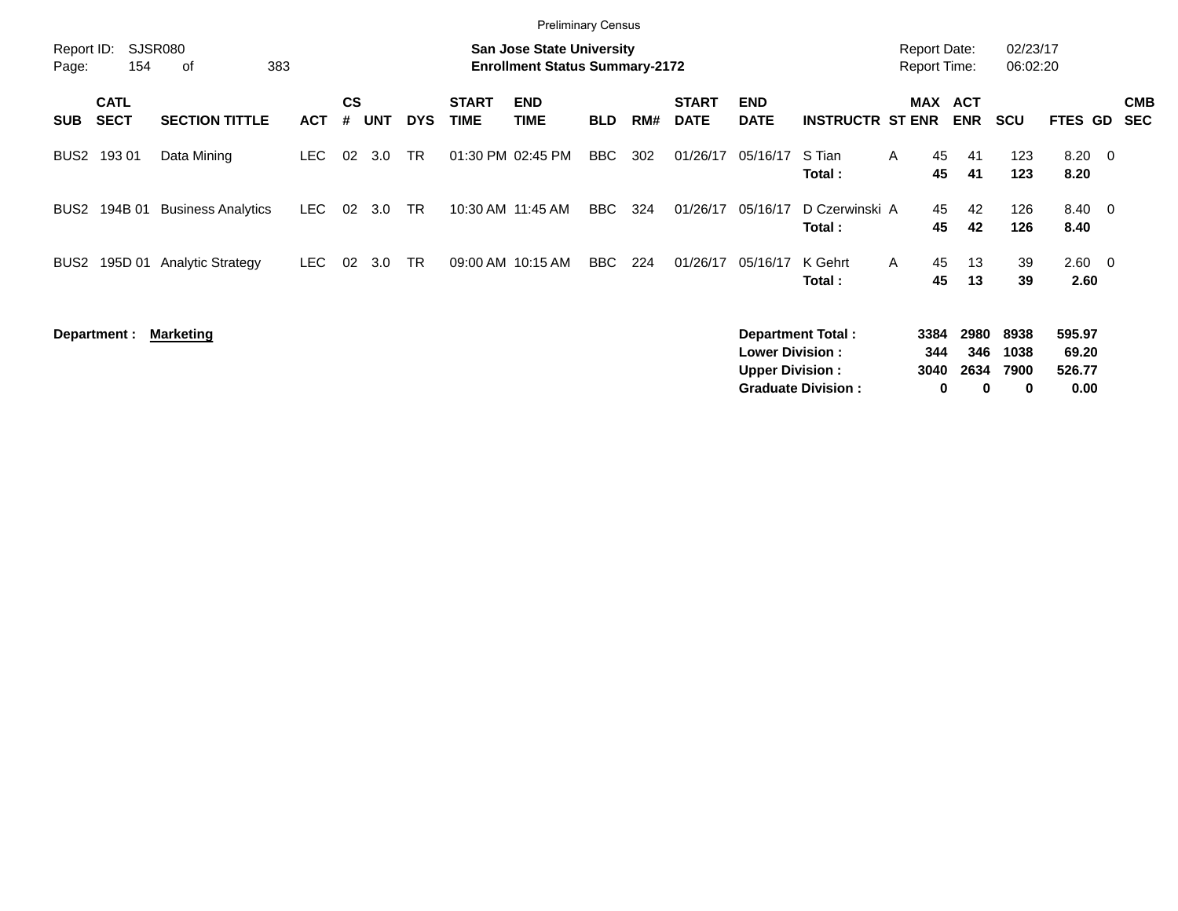Preliminary Census

Report ID: SJSR080
Page: 154 of 383

**San Jose State University**
**Enrollment Status Summary-2172**

Report Date: 02/23/17
Report Time: 06:02:20

| SUB | CATL SECT | SECTION TITTLE | ACT | CS # | UNT | DYS | START TIME | END TIME | BLD | RM# | START DATE | END DATE | INSTRUCTR | ST | MAX ENR | ACT ENR | SCU | FTES | GD | CMB SEC |
|---|---|---|---|---|---|---|---|---|---|---|---|---|---|---|---|---|---|---|---|---|
| BUS2 | 193 01 | Data Mining | LEC | 02 | 3.0 | TR | 01:30 PM | 02:45 PM | BBC | 302 | 01/26/17 | 05/16/17 | S Tian | A | 45 | 41 | 123 | 8.20 | 0 | |
| | | | | | | | | | | | | | **Total :** | | **45** | **41** | **123** | **8.20** | | |
| BUS2 | 194B 01 | Business Analytics | LEC | 02 | 3.0 | TR | 10:30 AM | 11:45 AM | BBC | 324 | 01/26/17 | 05/16/17 | D Czerwinski | A | 45 | 42 | 126 | 8.40 | 0 | |
| | | | | | | | | | | | | | **Total :** | | **45** | **42** | **126** | **8.40** | | |
| BUS2 | 195D 01 | Analytic Strategy | LEC | 02 | 3.0 | TR | 09:00 AM | 10:15 AM | BBC | 224 | 01/26/17 | 05/16/17 | K Gehrt | A | 45 | 13 | 39 | 2.60 | 0 | |
| | | | | | | | | | | | | | **Total :** | | **45** | **13** | **39** | **2.60** | | |

**Department :** **Marketing**

| | MAX ENR | ACT ENR | SCU | FTES |
|---|---|---|---|---|
| **Department Total :** | **3384** | **2980** | **8938** | **595.97** |
| **Lower Division :** | **344** | **346** | **1038** | **69.20** |
| **Upper Division :** | **3040** | **2634** | **7900** | **526.77** |
| **Graduate Division :** | **0** | **0** | **0** | **0.00** |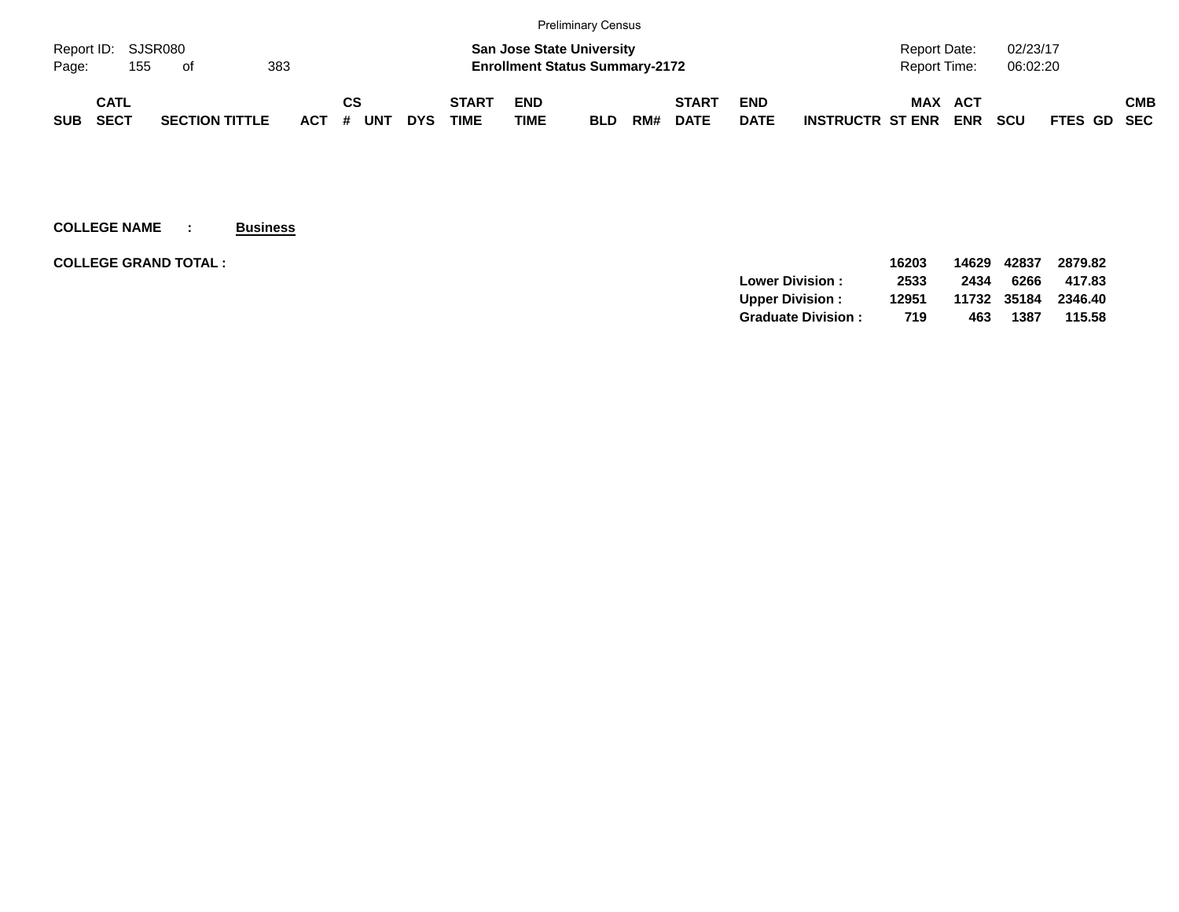Preliminary Census

Report ID: SJSR080

**San Jose State University**
**Enrollment Status Summary-2172**

Report Date: 02/23/17
Report Time: 06:02:20

| SUB | CATL SECT | SECTION TITTLE | ACT | CS # | UNT | DYS | START TIME | END TIME | BLD | RM# | START DATE | END DATE | INSTRUCTR | MAX ST ENR | ACT ENR | SCU | FTES | GD | CMB SEC |
|---|---|---|---|---|---|---|---|---|---|---|---|---|---|---|---|---|---|---|---|

**COLLEGE NAME : Business**

| | | | | | |
|---|---|---|---|---|---|
| **COLLEGE GRAND TOTAL :** | | **16203** | **14629** | **42837** | **2879.82** |
| | **Lower Division :** | **2533** | **2434** | **6266** | **417.83** |
| | **Upper Division :** | **12951** | **11732** | **35184** | **2346.40** |
| | **Graduate Division :** | **719** | **463** | **1387** | **115.58** |